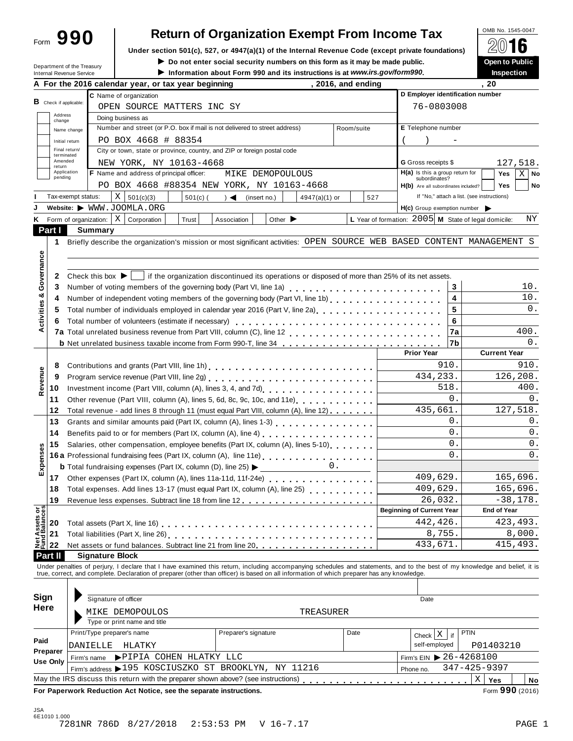Form **990**

# Return of Organization Exempt From Income Tax

**Under section 501(c), 527, or 4947(a)(1) of the Internal Revenue Code (except private foundations)**

▶ Do not enter social security numbers on this form as it may be made public.

▶ Information about Form 990 and its instructions is at *www.irs.gov/form990*.

OMB No. 1545-0047

**2016**

**Open to Public Inspection**

Department of the Treasury
Internal Revenue Service

**A For the 2016 calendar year, or tax year beginning , 2016, and ending , 20**

**B** Check if applicable: Address change / Name change / Initial return / Final return/terminated / Amended return / Application pending

**C** Name of organization: OPEN SOURCE MATTERS INC SY

Doing business as

Number and street (or P.O. box if mail is not delivered to street address): PO BOX 4668 # 88354 — Room/suite

City or town, state or province, country, and ZIP or foreign postal code: NEW YORK, NY 10163-4668

**D** Employer identification number: 76-0803008

**E** Telephone number: ( ) -

**G** Gross receipts $ 127,518.

**F** Name and address of principal officer: MIKE DEMOPOULOUS
PO BOX 4668 #88354 NEW YORK, NY 10163-4668

**H(a)** Is this a group return for subordinates? Yes ☐ No ☒

**H(b)** Are all subordinates included? Yes ☐ No ☐ — If "No," attach a list. (see instructions)

**I** Tax-exempt status: ☒ 501(c)(3) ☐ 501(c) ( ) ◀ (insert no.) ☐ 4947(a)(1) or ☐ 527

**J** Website: ▶ WWW.JOOMLA.ORG

**H(c)** Group exemption number ▶

**K** Form of organization: ☒ Corporation ☐ Trust ☐ Association ☐ Other ▶

**L** Year of formation: 2005 **M** State of legal domicile: NY

## Part I Summary

**Activities & Governance**

1 Briefly describe the organization's mission or most significant activities: OPEN SOURCE WEB BASED CONTENT MANAGEMENT S

2 Check this box ▶ ☐ if the organization discontinued its operations or disposed of more than 25% of its net assets.

| | | Line | |
|---|---|---|---|
| 3 | Number of voting members of the governing body (Part VI, line 1a) | 3 | 10. |
| 4 | Number of independent voting members of the governing body (Part VI, line 1b) | 4 | 10. |
| 5 | Total number of individuals employed in calendar year 2016 (Part V, line 2a) | 5 | 0. |
| 6 | Total number of volunteers (estimate if necessary) | 6 | |
| 7a | Total unrelated business revenue from Part VIII, column (C), line 12 | 7a | 400. |
| b | Net unrelated business taxable income from Form 990-T, line 34 | 7b | 0. |

| | | Prior Year | Current Year |
|---|---|---|---|
| **Revenue** | | | |
| 8 | Contributions and grants (Part VIII, line 1h) | 910. | 910. |
| 9 | Program service revenue (Part VIII, line 2g) | 434,233. | 126,208. |
| 10 | Investment income (Part VIII, column (A), lines 3, 4, and 7d) | 518. | 400. |
| 11 | Other revenue (Part VIII, column (A), lines 5, 6d, 8c, 9c, 10c, and 11e) | 0. | 0. |
| 12 | Total revenue - add lines 8 through 11 (must equal Part VIII, column (A), line 12) | 435,661. | 127,518. |
| **Expenses** | | | |
| 13 | Grants and similar amounts paid (Part IX, column (A), lines 1-3) | 0. | 0. |
| 14 | Benefits paid to or for members (Part IX, column (A), line 4) | 0. | 0. |
| 15 | Salaries, other compensation, employee benefits (Part IX, column (A), lines 5-10) | 0. | 0. |
| 16a | Professional fundraising fees (Part IX, column (A), line 11e) | 0. | 0. |
| b | Total fundraising expenses (Part IX, column (D), line 25) ▶ 0. | | |
| 17 | Other expenses (Part IX, column (A), lines 11a-11d, 11f-24e) | 409,629. | 165,696. |
| 18 | Total expenses. Add lines 13-17 (must equal Part IX, column (A), line 25) | 409,629. | 165,696. |
| 19 | Revenue less expenses. Subtract line 18 from line 12 | 26,032. | -38,178. |

| **Net Assets or Fund Balances** | | Beginning of Current Year | End of Year |
|---|---|---|---|
| 20 | Total assets (Part X, line 16) | 442,426. | 423,493. |
| 21 | Total liabilities (Part X, line 26) | 8,755. | 8,000. |
| 22 | Net assets or fund balances. Subtract line 21 from line 20 | 433,671. | 415,493. |

## Part II Signature Block

Under penalties of perjury, I declare that I have examined this return, including accompanying schedules and statements, and to the best of my knowledge and belief, it is true, correct, and complete. Declaration of preparer (other than officer) is based on all information of which preparer has any knowledge.

**Sign Here**

Signature of officer — Date

MIKE DEMOPOULOS TREASURER
Type or print name and title

**Paid Preparer Use Only**

| Print/Type preparer's name | Preparer's signature | Date | Check ☒ if self-employed | PTIN |
|---|---|---|---|---|
| DANIELLE HLATKY | | | | P01403210 |

Firm's name ▶ PIPIA COHEN HLATKY LLC — Firm's EIN ▶ 26-4268100

Firm's address ▶ 195 KOSCIUSZKO ST BROOKLYN, NY 11216 — Phone no. 347-425-9397

May the IRS discuss this return with the preparer shown above? (see instructions) ☒ Yes ☐ No

**For Paperwork Reduction Act Notice, see the separate instructions.** Form **990** (2016)

JSA
6E1010 1.000
7281NR 786D 8/27/2018 2:53:53 PM V 16-7.17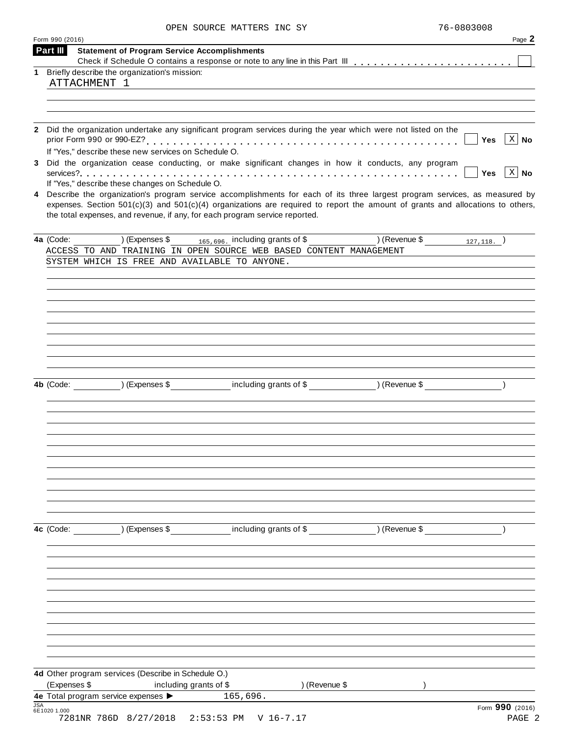OPEN SOURCE MATTERS INC SY 76-0803008

Form 990 (2016) Page **2**

## Part III Statement of Program Service Accomplishments

Check if Schedule O contains a response or note to any line in this Part III . . . . . . . . . . . . . . . . . . . . . . . ☐

**1** Briefly describe the organization's mission:

ATTACHMENT 1

**2** Did the organization undertake any significant program services during the year which were not listed on the prior Form 990 or 990-EZ? . . . . . . . . . . . . . . . . . . . . . . . . . . . . . . . . . . . . . . . . . . ☐ Yes ☒ No

If "Yes," describe these new services on Schedule O.

**3** Did the organization cease conducting, or make significant changes in how it conducts, any program services? . . . . . . . . . . . . . . . . . . . . . . . . . . . . . . . . . . . . . . . . . . . . . . . . . . . . ☐ Yes ☒ No

If "Yes," describe these changes on Schedule O.

**4** Describe the organization's program service accomplishments for each of its three largest program services, as measured by expenses. Section 501(c)(3) and 501(c)(4) organizations are required to report the amount of grants and allocations to others, the total expenses, and revenue, if any, for each program service reported.

**4a** (Code: ) (Expenses $ 165,696. including grants of $ ) (Revenue $ 127,118. )

ACCESS TO AND TRAINING IN OPEN SOURCE WEB BASED CONTENT MANAGEMENT SYSTEM WHICH IS FREE AND AVAILABLE TO ANYONE.

**4b** (Code: ) (Expenses $ including grants of $ ) (Revenue $ )

**4c** (Code: ) (Expenses $ including grants of $ ) (Revenue $ )

**4d** Other program services (Describe in Schedule O.)

(Expenses $ including grants of $ ) (Revenue $ )

**4e** Total program service expenses ▶ 165,696.

JSA 6E1020 1.000 Form **990** (2016)

7281NR 786D 8/27/2018 2:53:53 PM V 16-7.17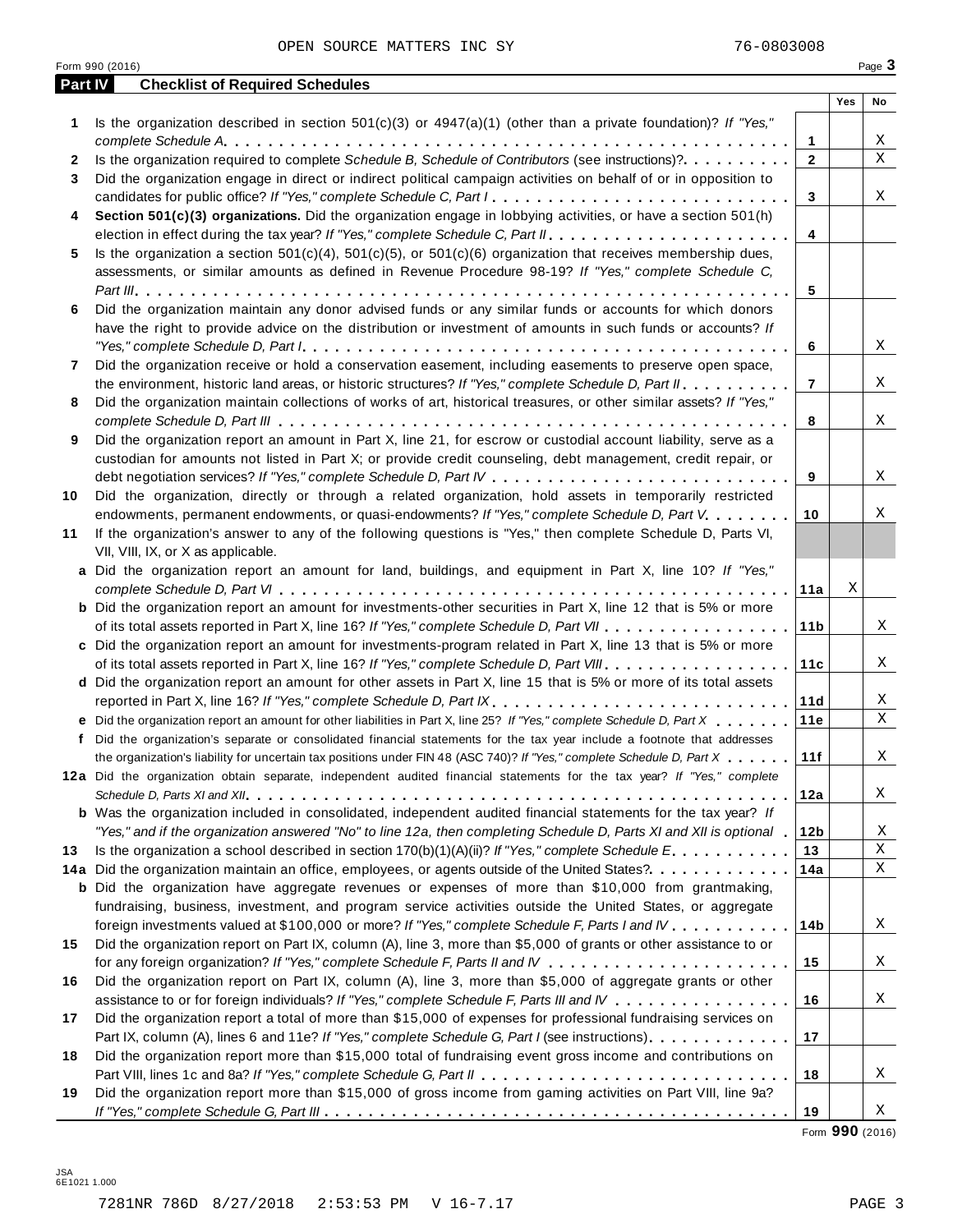OPEN SOURCE MATTERS INC SY 76-0803008

Form 990 (2016) Page 3

## Part IV Checklist of Required Schedules

| | | | Yes | No |
|---|---|---|---|---|
| 1 | Is the organization described in section 501(c)(3) or 4947(a)(1) (other than a private foundation)? *If "Yes," complete Schedule A* | 1 | | X |
| 2 | Is the organization required to complete *Schedule B, Schedule of Contributors* (see instructions)? | 2 | | X |
| 3 | Did the organization engage in direct or indirect political campaign activities on behalf of or in opposition to candidates for public office? *If "Yes," complete Schedule C, Part I* | 3 | | X |
| 4 | **Section 501(c)(3) organizations.** Did the organization engage in lobbying activities, or have a section 501(h) election in effect during the tax year? *If "Yes," complete Schedule C, Part II* | 4 | | |
| 5 | Is the organization a section 501(c)(4), 501(c)(5), or 501(c)(6) organization that receives membership dues, assessments, or similar amounts as defined in Revenue Procedure 98-19? *If "Yes," complete Schedule C, Part III* | 5 | | |
| 6 | Did the organization maintain any donor advised funds or any similar funds or accounts for which donors have the right to provide advice on the distribution or investment of amounts in such funds or accounts? *If "Yes," complete Schedule D, Part I* | 6 | | X |
| 7 | Did the organization receive or hold a conservation easement, including easements to preserve open space, the environment, historic land areas, or historic structures? *If "Yes," complete Schedule D, Part II* | 7 | | X |
| 8 | Did the organization maintain collections of works of art, historical treasures, or other similar assets? *If "Yes," complete Schedule D, Part III* | 8 | | X |
| 9 | Did the organization report an amount in Part X, line 21, for escrow or custodial account liability, serve as a custodian for amounts not listed in Part X; or provide credit counseling, debt management, credit repair, or debt negotiation services? *If "Yes," complete Schedule D, Part IV* | 9 | | X |
| 10 | Did the organization, directly or through a related organization, hold assets in temporarily restricted endowments, permanent endowments, or quasi-endowments? *If "Yes," complete Schedule D, Part V* | 10 | | X |
| 11 | If the organization's answer to any of the following questions is "Yes," then complete Schedule D, Parts VI, VII, VIII, IX, or X as applicable. | | | |
| a | Did the organization report an amount for land, buildings, and equipment in Part X, line 10? *If "Yes," complete Schedule D, Part VI* | 11a | X | |
| b | Did the organization report an amount for investments-other securities in Part X, line 12 that is 5% or more of its total assets reported in Part X, line 16? *If "Yes," complete Schedule D, Part VII* | 11b | | X |
| c | Did the organization report an amount for investments-program related in Part X, line 13 that is 5% or more of its total assets reported in Part X, line 16? *If "Yes," complete Schedule D, Part VIII* | 11c | | X |
| d | Did the organization report an amount for other assets in Part X, line 15 that is 5% or more of its total assets reported in Part X, line 16? *If "Yes," complete Schedule D, Part IX* | 11d | | X |
| e | Did the organization report an amount for other liabilities in Part X, line 25? *If "Yes," complete Schedule D, Part X* | 11e | | X |
| f | Did the organization's separate or consolidated financial statements for the tax year include a footnote that addresses the organization's liability for uncertain tax positions under FIN 48 (ASC 740)? *If "Yes," complete Schedule D, Part X* | 11f | | X |
| 12a | Did the organization obtain separate, independent audited financial statements for the tax year? *If "Yes," complete Schedule D, Parts XI and XII* | 12a | | X |
| b | Was the organization included in consolidated, independent audited financial statements for the tax year? *If "Yes," and if the organization answered "No" to line 12a, then completing Schedule D, Parts XI and XII is optional* | 12b | | X |
| 13 | Is the organization a school described in section 170(b)(1)(A)(ii)? *If "Yes," complete Schedule E* | 13 | | X |
| 14a | Did the organization maintain an office, employees, or agents outside of the United States? | 14a | | X |
| b | Did the organization have aggregate revenues or expenses of more than $10,000 from grantmaking, fundraising, business, investment, and program service activities outside the United States, or aggregate foreign investments valued at $100,000 or more? *If "Yes," complete Schedule F, Parts I and IV* | 14b | | X |
| 15 | Did the organization report on Part IX, column (A), line 3, more than $5,000 of grants or other assistance to or for any foreign organization? *If "Yes," complete Schedule F, Parts II and IV* | 15 | | X |
| 16 | Did the organization report on Part IX, column (A), line 3, more than $5,000 of aggregate grants or other assistance to or for foreign individuals? *If "Yes," complete Schedule F, Parts III and IV* | 16 | | X |
| 17 | Did the organization report a total of more than $15,000 of expenses for professional fundraising services on Part IX, column (A), lines 6 and 11e? *If "Yes," complete Schedule G, Part I* (see instructions) | 17 | | |
| 18 | Did the organization report more than $15,000 total of fundraising event gross income and contributions on Part VIII, lines 1c and 8a? *If "Yes," complete Schedule G, Part II* | 18 | | X |
| 19 | Did the organization report more than $15,000 of gross income from gaming activities on Part VIII, line 9a? *If "Yes," complete Schedule G, Part III* | 19 | | X |

Form **990** (2016)

JSA
6E1021 1.000

7281NR 786D 8/27/2018 2:53:53 PM V 16-7.17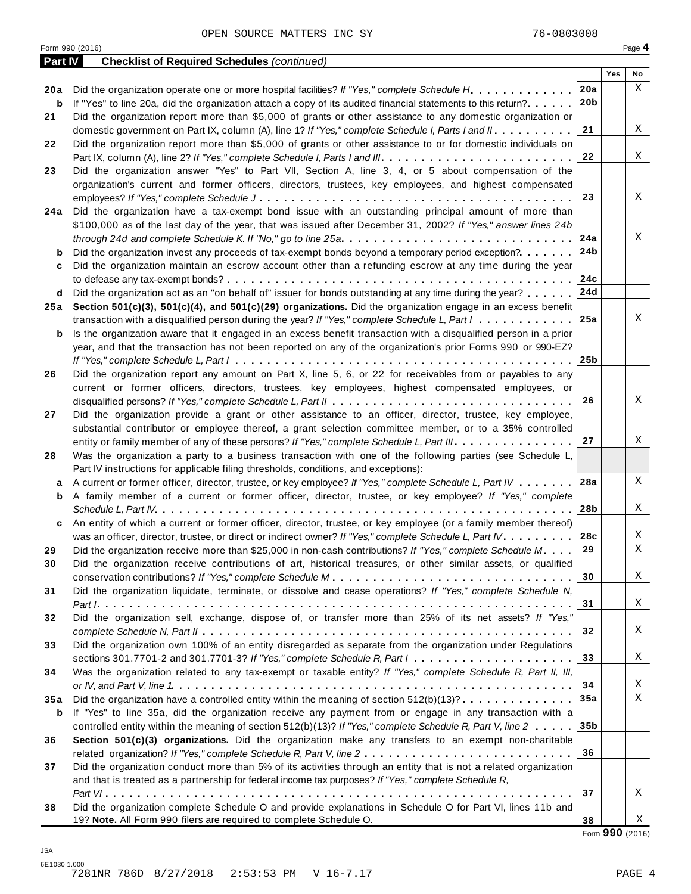OPEN SOURCE MATTERS INC SY 76-0803008

Form 990 (2016) Page **4**

**Part IV** **Checklist of Required Schedules** *(continued)*

| | | | Yes | No |
|---|---|---|---|---|
| **20a** | Did the organization operate one or more hospital facilities? *If "Yes," complete Schedule H* | **20a** | | X |
| **b** | If "Yes" to line 20a, did the organization attach a copy of its audited financial statements to this return? | **20b** | | |
| **21** | Did the organization report more than $5,000 of grants or other assistance to any domestic organization or domestic government on Part IX, column (A), line 1? *If "Yes," complete Schedule I, Parts I and II* | **21** | | X |
| **22** | Did the organization report more than $5,000 of grants or other assistance to or for domestic individuals on Part IX, column (A), line 2? *If "Yes," complete Schedule I, Parts I and III* | **22** | | X |
| **23** | Did the organization answer "Yes" to Part VII, Section A, line 3, 4, or 5 about compensation of the organization's current and former officers, directors, trustees, key employees, and highest compensated employees? *If "Yes," complete Schedule J* | **23** | | X |
| **24a** | Did the organization have a tax-exempt bond issue with an outstanding principal amount of more than $100,000 as of the last day of the year, that was issued after December 31, 2002? *If "Yes," answer lines 24b through 24d and complete Schedule K. If "No," go to line 25a* | **24a** | | X |
| **b** | Did the organization invest any proceeds of tax-exempt bonds beyond a temporary period exception? | **24b** | | |
| **c** | Did the organization maintain an escrow account other than a refunding escrow at any time during the year to defease any tax-exempt bonds? | **24c** | | |
| **d** | Did the organization act as an "on behalf of" issuer for bonds outstanding at any time during the year? | **24d** | | |
| **25a** | **Section 501(c)(3), 501(c)(4), and 501(c)(29) organizations.** Did the organization engage in an excess benefit transaction with a disqualified person during the year? *If "Yes," complete Schedule L, Part I* | **25a** | | X |
| **b** | Is the organization aware that it engaged in an excess benefit transaction with a disqualified person in a prior year, and that the transaction has not been reported on any of the organization's prior Forms 990 or 990-EZ? *If "Yes," complete Schedule L, Part I* | **25b** | | |
| **26** | Did the organization report any amount on Part X, line 5, 6, or 22 for receivables from or payables to any current or former officers, directors, trustees, key employees, highest compensated employees, or disqualified persons? *If "Yes," complete Schedule L, Part II* | **26** | | X |
| **27** | Did the organization provide a grant or other assistance to an officer, director, trustee, key employee, substantial contributor or employee thereof, a grant selection committee member, or to a 35% controlled entity or family member of any of these persons? *If "Yes," complete Schedule L, Part III* | **27** | | X |
| **28** | Was the organization a party to a business transaction with one of the following parties (see Schedule L, Part IV instructions for applicable filing thresholds, conditions, and exceptions): | | | |
| **a** | A current or former officer, director, trustee, or key employee? *If "Yes," complete Schedule L, Part IV* | **28a** | | X |
| **b** | A family member of a current or former officer, director, trustee, or key employee? *If "Yes," complete Schedule L, Part IV* | **28b** | | X |
| **c** | An entity of which a current or former officer, director, trustee, or key employee (or a family member thereof) was an officer, director, trustee, or direct or indirect owner? *If "Yes," complete Schedule L, Part IV* | **28c** | | X |
| **29** | Did the organization receive more than $25,000 in non-cash contributions? *If "Yes," complete Schedule M* | **29** | | X |
| **30** | Did the organization receive contributions of art, historical treasures, or other similar assets, or qualified conservation contributions? *If "Yes," complete Schedule M* | **30** | | X |
| **31** | Did the organization liquidate, terminate, or dissolve and cease operations? *If "Yes," complete Schedule N, Part I* | **31** | | X |
| **32** | Did the organization sell, exchange, dispose of, or transfer more than 25% of its net assets? *If "Yes," complete Schedule N, Part II* | **32** | | X |
| **33** | Did the organization own 100% of an entity disregarded as separate from the organization under Regulations sections 301.7701-2 and 301.7701-3? *If "Yes," complete Schedule R, Part I* | **33** | | X |
| **34** | Was the organization related to any tax-exempt or taxable entity? *If "Yes," complete Schedule R, Part II, III, or IV, and Part V, line 1* | **34** | | X |
| **35a** | Did the organization have a controlled entity within the meaning of section 512(b)(13)? | **35a** | | X |
| **b** | If "Yes" to line 35a, did the organization receive any payment from or engage in any transaction with a controlled entity within the meaning of section 512(b)(13)? *If "Yes," complete Schedule R, Part V, line 2* | **35b** | | |
| **36** | **Section 501(c)(3) organizations.** Did the organization make any transfers to an exempt non-charitable related organization? *If "Yes," complete Schedule R, Part V, line 2* | **36** | | |
| **37** | Did the organization conduct more than 5% of its activities through an entity that is not a related organization and that is treated as a partnership for federal income tax purposes? *If "Yes," complete Schedule R, Part VI* | **37** | | X |
| **38** | Did the organization complete Schedule O and provide explanations in Schedule O for Part VI, lines 11b and 19? **Note.** All Form 990 filers are required to complete Schedule O. | **38** | | X |

Form **990** (2016)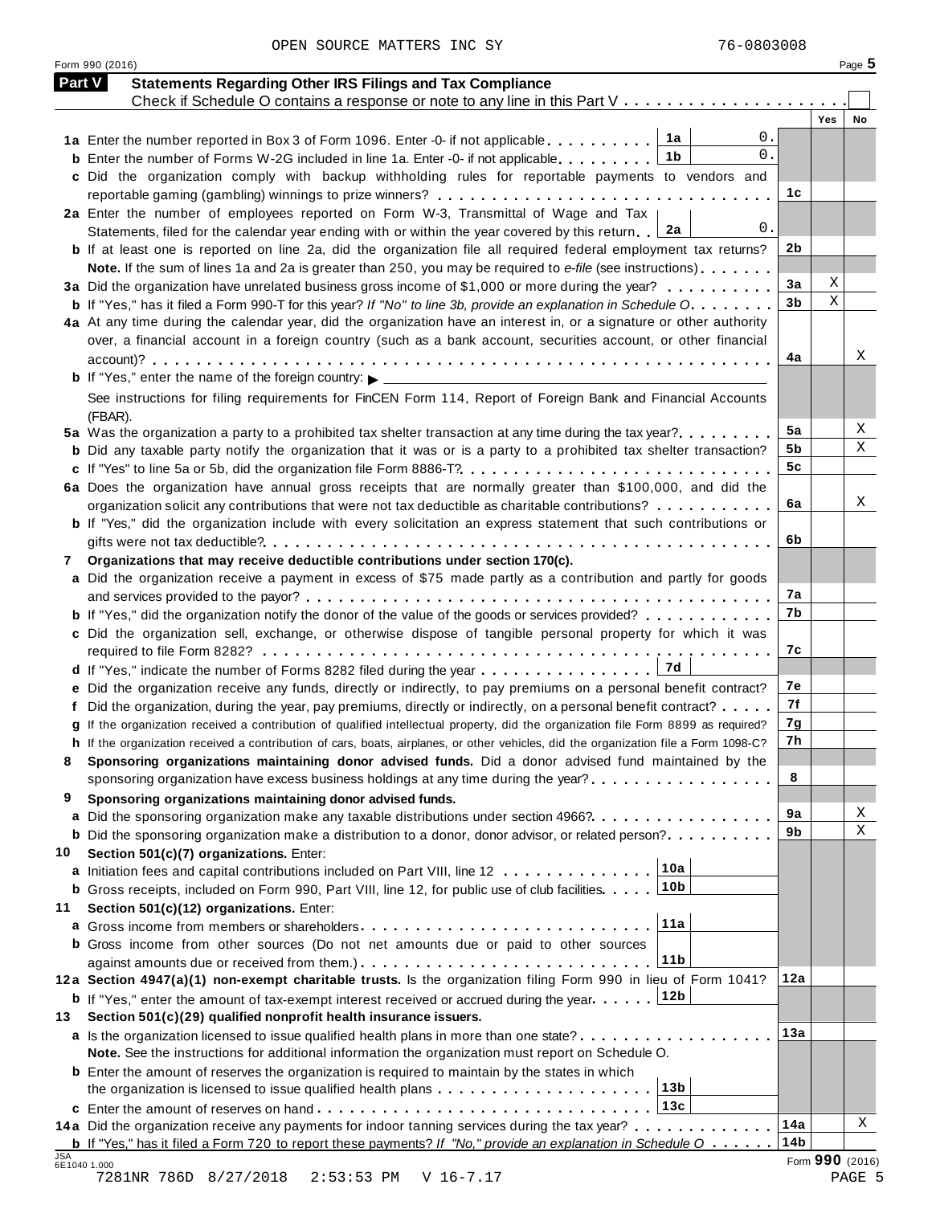OPEN SOURCE MATTERS INC SY 76-0803008

Form 990 (2016) Page **5**

## Part V Statements Regarding Other IRS Filings and Tax Compliance

Check if Schedule O contains a response or note to any line in this Part V . . . . . . . . . . . . . . . . . . . . . ☐

| | | | | Yes | No |
|---|---|---|---|---|---|
| **1a** | Enter the number reported in Box 3 of Form 1096. Enter -0- if not applicable . . . . . . . . . | 1a | 0. | | |
| **b** | Enter the number of Forms W-2G included in line 1a. Enter -0- if not applicable . . . . . . . . | 1b | 0. | | |
| **c** | Did the organization comply with backup withholding rules for reportable payments to vendors and reportable gaming (gambling) winnings to prize winners? . . . . . . . . . . . . . . . . . . . . . . . . . . . | | | **1c** | | |
| **2a** | Enter the number of employees reported on Form W-3, Transmittal of Wage and Tax Statements, filed for the calendar year ending with or within the year covered by this return . . | 2a | 0. | | |
| **b** | If at least one is reported on line 2a, did the organization file all required federal employment tax returns? **Note.** If the sum of lines 1a and 2a is greater than 250, you may be required to *e-file* (see instructions) . . . . . . . | | | **2b** | | |
| **3a** | Did the organization have unrelated business gross income of $1,000 or more during the year? . . . . . . . . . . | | | **3a** | X | |
| **b** | If "Yes," has it filed a Form 990-T for this year? *If "No" to line 3b, provide an explanation in Schedule O* . . . . . . . | | | **3b** | X | |
| **4a** | At any time during the calendar year, did the organization have an interest in, or a signature or other authority over, a financial account in a foreign country (such as a bank account, securities account, or other financial account)? . . . . . . . . . . . . . . . . . . . . . . . . . . . . . . . . . . . . . . . . . . . . . . . | | | **4a** | | X |
| **b** | If "Yes," enter the name of the foreign country: ▶ ___ See instructions for filing requirements for FinCEN Form 114, Report of Foreign Bank and Financial Accounts (FBAR). | | | | | |
| **5a** | Was the organization a party to a prohibited tax shelter transaction at any time during the tax year? . . . . . . . . . | | | **5a** | | X |
| **b** | Did any taxable party notify the organization that it was or is a party to a prohibited tax shelter transaction? | | | **5b** | | X |
| **c** | If "Yes" to line 5a or 5b, did the organization file Form 8886-T? . . . . . . . . . . . . . . . . . . . . . . . . . . . | | | **5c** | | |
| **6a** | Does the organization have annual gross receipts that are normally greater than $100,000, and did the organization solicit any contributions that were not tax deductible as charitable contributions? . . . . . . . . . . . | | | **6a** | | X |
| **b** | If "Yes," did the organization include with every solicitation an express statement that such contributions or gifts were not tax deductible? . . . . . . . . . . . . . . . . . . . . . . . . . . . . . . . . . . . . . . . . . . . | | | **6b** | | |
| **7** | **Organizations that may receive deductible contributions under section 170(c).** | | | | | |
| **a** | Did the organization receive a payment in excess of $75 made partly as a contribution and partly for goods and services provided to the payor? . . . . . . . . . . . . . . . . . . . . . . . . . . . . . . . . . . . . . . . . . | | | **7a** | | |
| **b** | If "Yes," did the organization notify the donor of the value of the goods or services provided? . . . . . . . . . . . | | | **7b** | | |
| **c** | Did the organization sell, exchange, or otherwise dispose of tangible personal property for which it was required to file Form 8282? . . . . . . . . . . . . . . . . . . . . . . . . . . . . . . . . . . . . . . . . . . . . . . | | | **7c** | | |
| **d** | If "Yes," indicate the number of Forms 8282 filed during the year . . . . . . . . . . . . . . . . | 7d | | | | |
| **e** | Did the organization receive any funds, directly or indirectly, to pay premiums on a personal benefit contract? | | | **7e** | | |
| **f** | Did the organization, during the year, pay premiums, directly or indirectly, on a personal benefit contract? . . . . . | | | **7f** | | |
| **g** | If the organization received a contribution of qualified intellectual property, did the organization file Form 8899 as required? | | | **7g** | | |
| **h** | If the organization received a contribution of cars, boats, airplanes, or other vehicles, did the organization file a Form 1098-C? | | | **7h** | | |
| **8** | **Sponsoring organizations maintaining donor advised funds.** Did a donor advised fund maintained by the sponsoring organization have excess business holdings at any time during the year? . . . . . . . . . . . . . . . . . | | | **8** | | |
| **9** | **Sponsoring organizations maintaining donor advised funds.** | | | | | |
| **a** | Did the sponsoring organization make any taxable distributions under section 4966? . . . . . . . . . . . . . . . . . | | | **9a** | | X |
| **b** | Did the sponsoring organization make a distribution to a donor, donor advisor, or related person? . . . . . . . . . . | | | **9b** | | X |
| **10** | **Section 501(c)(7) organizations.** Enter: | | | | | |
| **a** | Initiation fees and capital contributions included on Part VIII, line 12 . . . . . . . . . . . . . . | 10a | | | | |
| **b** | Gross receipts, included on Form 990, Part VIII, line 12, for public use of club facilities . . . . . | 10b | | | | |
| **11** | **Section 501(c)(12) organizations.** Enter: | | | | | |
| **a** | Gross income from members or shareholders . . . . . . . . . . . . . . . . . . . . . . . . . . | 11a | | | | |
| **b** | Gross income from other sources (Do not net amounts due or paid to other sources against amounts due or received from them.) . . . . . . . . . . . . . . . . . . . . . . . . . . | 11b | | | | |
| **12a** | **Section 4947(a)(1) non-exempt charitable trusts.** Is the organization filing Form 990 in lieu of Form 1041? | | | **12a** | | |
| **b** | If "Yes," enter the amount of tax-exempt interest received or accrued during the year . . . . . . | 12b | | | | |
| **13** | **Section 501(c)(29) qualified nonprofit health insurance issuers.** | | | | | |
| **a** | Is the organization licensed to issue qualified health plans in more than one state? . . . . . . . . . . . . . . . . . . **Note.** See the instructions for additional information the organization must report on Schedule O. | | | **13a** | | |
| **b** | Enter the amount of reserves the organization is required to maintain by the states in which the organization is licensed to issue qualified health plans . . . . . . . . . . . . . . . . . . . | 13b | | | | |
| **c** | Enter the amount of reserves on hand . . . . . . . . . . . . . . . . . . . . . . . . . . . . . | 13c | | | | |
| **14a** | Did the organization receive any payments for indoor tanning services during the tax year? . . . . . . . . . . . . | | | **14a** | | X |
| **b** | If "Yes," has it filed a Form 720 to report these payments? *If "No," provide an explanation in Schedule O* . . . . . . | | | **14b** | | |

JSA 6E1040 1.000

Form **990** (2016)

7281NR 786D 8/27/2018 2:53:53 PM V 16-7.17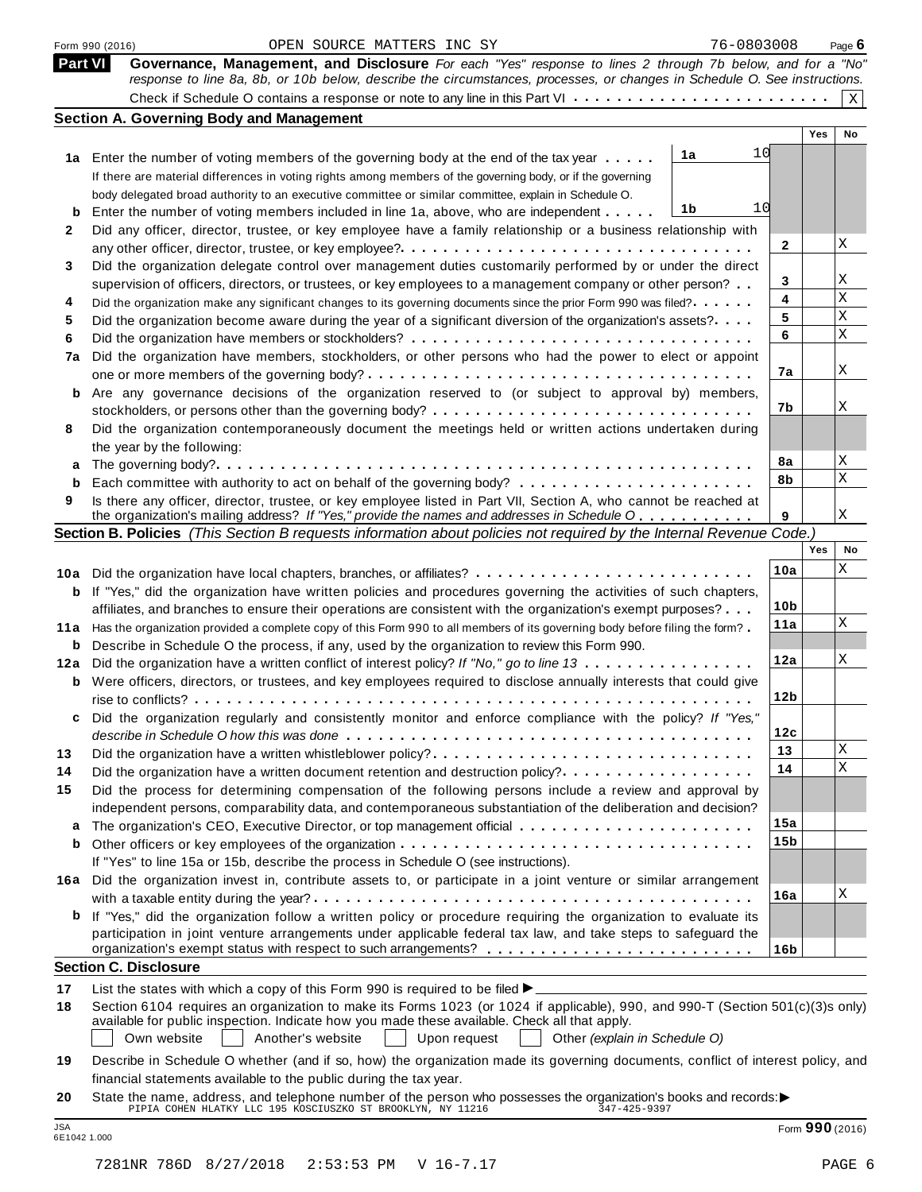Form 990 (2016) OPEN SOURCE MATTERS INC SY 76-0803008 Page 6

## Part VI Governance, Management, and Disclosure

*For each "Yes" response to lines 2 through 7b below, and for a "No" response to line 8a, 8b, or 10b below, describe the circumstances, processes, or changes in Schedule O. See instructions.*

Check if Schedule O contains a response or note to any line in this Part VI . . . . . . . . . . . . . . . . . . . . . . . . X

### Section A. Governing Body and Management

| | | | Yes | No |
|---|---|---|---|---|
| **1a** | Enter the number of voting members of the governing body at the end of the tax year . . . . . **1a** 10 | | | |
| | If there are material differences in voting rights among members of the governing body, or if the governing body delegated broad authority to an executive committee or similar committee, explain in Schedule O. | | | |
| **b** | Enter the number of voting members included in line 1a, above, who are independent . . . . . **1b** 10 | | | |
| **2** | Did any officer, director, trustee, or key employee have a family relationship or a business relationship with any other officer, director, trustee, or key employee? | 2 | | X |
| **3** | Did the organization delegate control over management duties customarily performed by or under the direct supervision of officers, directors, or trustees, or key employees to a management company or other person? | 3 | | X |
| **4** | Did the organization make any significant changes to its governing documents since the prior Form 990 was filed? | 4 | | X |
| **5** | Did the organization become aware during the year of a significant diversion of the organization's assets? | 5 | | X |
| **6** | Did the organization have members or stockholders? | 6 | | X |
| **7a** | Did the organization have members, stockholders, or other persons who had the power to elect or appoint one or more members of the governing body? | 7a | | X |
| **b** | Are any governance decisions of the organization reserved to (or subject to approval by) members, stockholders, or persons other than the governing body? | 7b | | X |
| **8** | Did the organization contemporaneously document the meetings held or written actions undertaken during the year by the following: | | | |
| **a** | The governing body? | 8a | | X |
| **b** | Each committee with authority to act on behalf of the governing body? | 8b | | X |
| **9** | Is there any officer, director, trustee, or key employee listed in Part VII, Section A, who cannot be reached at the organization's mailing address? *If "Yes," provide the names and addresses in Schedule O* | 9 | | X |

### Section B. Policies *(This Section B requests information about policies not required by the Internal Revenue Code.)*

| | | | Yes | No |
|---|---|---|---|---|
| **10a** | Did the organization have local chapters, branches, or affiliates? | 10a | | X |
| **b** | If "Yes," did the organization have written policies and procedures governing the activities of such chapters, affiliates, and branches to ensure their operations are consistent with the organization's exempt purposes? | 10b | | |
| **11a** | Has the organization provided a complete copy of this Form 990 to all members of its governing body before filing the form? | 11a | | X |
| **b** | Describe in Schedule O the process, if any, used by the organization to review this Form 990. | | | |
| **12a** | Did the organization have a written conflict of interest policy? *If "No," go to line 13* | 12a | | X |
| **b** | Were officers, directors, or trustees, and key employees required to disclose annually interests that could give rise to conflicts? | 12b | | |
| **c** | Did the organization regularly and consistently monitor and enforce compliance with the policy? *If "Yes," describe in Schedule O how this was done* | 12c | | |
| **13** | Did the organization have a written whistleblower policy? | 13 | | X |
| **14** | Did the organization have a written document retention and destruction policy? | 14 | | X |
| **15** | Did the process for determining compensation of the following persons include a review and approval by independent persons, comparability data, and contemporaneous substantiation of the deliberation and decision? | | | |
| **a** | The organization's CEO, Executive Director, or top management official | 15a | | |
| **b** | Other officers or key employees of the organization | 15b | | |
| | If "Yes" to line 15a or 15b, describe the process in Schedule O (see instructions). | | | |
| **16a** | Did the organization invest in, contribute assets to, or participate in a joint venture or similar arrangement with a taxable entity during the year? | 16a | | X |
| **b** | If "Yes," did the organization follow a written policy or procedure requiring the organization to evaluate its participation in joint venture arrangements under applicable federal tax law, and take steps to safeguard the organization's exempt status with respect to such arrangements? | 16b | | |

### Section C. Disclosure

**17** List the states with which a copy of this Form 990 is required to be filed ▶

**18** Section 6104 requires an organization to make its Forms 1023 (or 1024 if applicable), 990, and 990-T (Section 501(c)(3)s only) available for public inspection. Indicate how you made these available. Check all that apply.

☐ Own website ☐ Another's website ☐ Upon request ☐ Other *(explain in Schedule O)*

**19** Describe in Schedule O whether (and if so, how) the organization made its governing documents, conflict of interest policy, and financial statements available to the public during the tax year.

**20** State the name, address, and telephone number of the person who possesses the organization's books and records: ▶
PIPIA COHEN HLATKY LLC 195 KOSCIUSZKO ST BROOKLYN, NY 11216 347-425-9397

JSA 6E1042 1.000 Form **990** (2016)

7281NR 786D 8/27/2018 2:53:53 PM V 16-7.17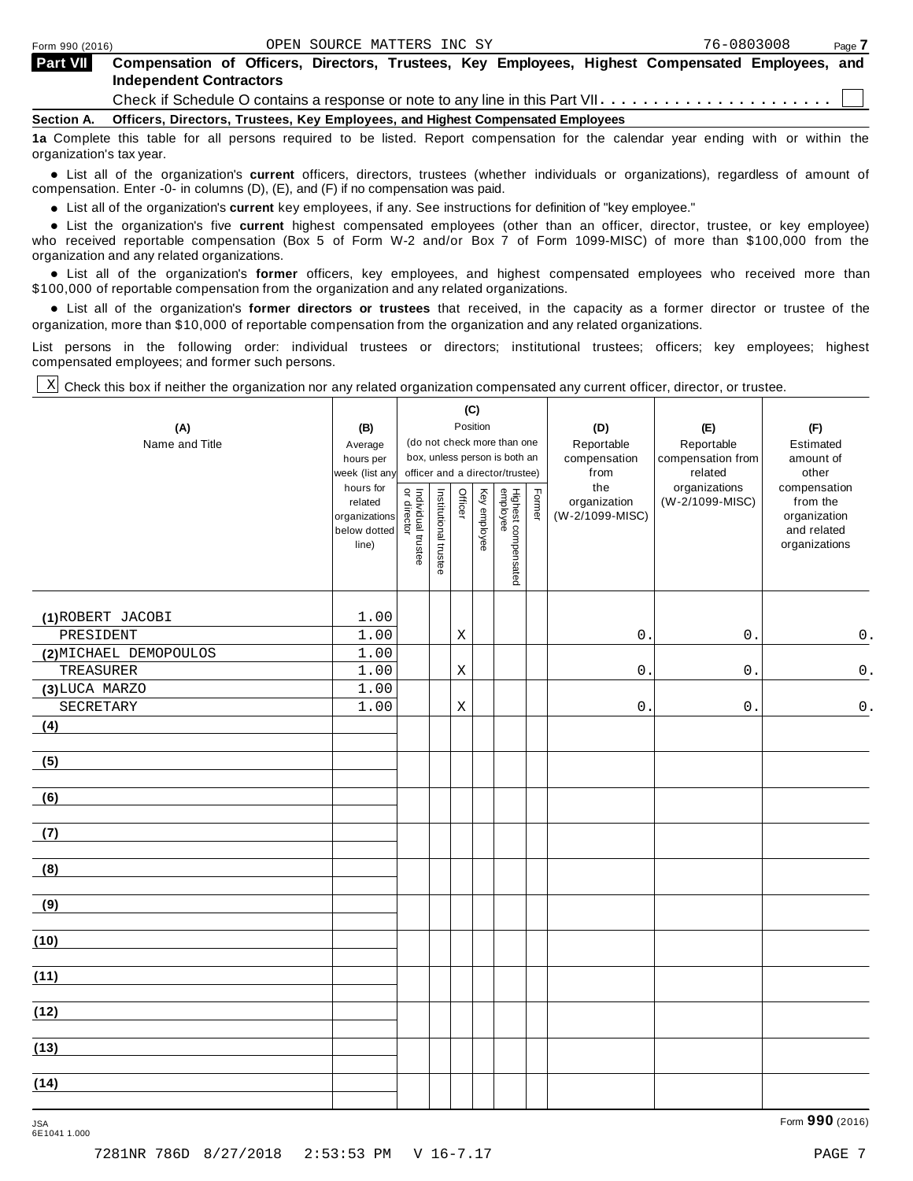Form 990 (2016) OPEN SOURCE MATTERS INC SY 76-0803008

## Part VII Compensation of Officers, Directors, Trustees, Key Employees, Highest Compensated Employees, and Independent Contractors

Check if Schedule O contains a response or note to any line in this Part VII. . . . . . . . . . . . . . . . . . . . . . ☐

### Section A. Officers, Directors, Trustees, Key Employees, and Highest Compensated Employees

**1a** Complete this table for all persons required to be listed. Report compensation for the calendar year ending with or within the organization's tax year.

- List all of the organization's **current** officers, directors, trustees (whether individuals or organizations), regardless of amount of compensation. Enter -0- in columns (D), (E), and (F) if no compensation was paid.
- List all of the organization's **current** key employees, if any. See instructions for definition of "key employee."
- List the organization's five **current** highest compensated employees (other than an officer, director, trustee, or key employee) who received reportable compensation (Box 5 of Form W-2 and/or Box 7 of Form 1099-MISC) of more than $100,000 from the organization and any related organizations.
- List all of the organization's **former** officers, key employees, and highest compensated employees who received more than $100,000 of reportable compensation from the organization and any related organizations.
- List all of the organization's **former directors or trustees** that received, in the capacity as a former director or trustee of the organization, more than $10,000 of reportable compensation from the organization and any related organizations.

List persons in the following order: individual trustees or directors; institutional trustees; officers; key employees; highest compensated employees; and former such persons.

☒ Check this box if neither the organization nor any related organization compensated any current officer, director, or trustee.

| (A) Name and Title | (B) Average hours per week (list any hours for related organizations below dotted line) | (C) Position: Individual trustee or director | Institutional trustee | Officer | Key employee | Highest compensated employee | Former | (D) Reportable compensation from the organization (W-2/1099-MISC) | (E) Reportable compensation from related organizations (W-2/1099-MISC) | (F) Estimated amount of other compensation from the organization and related organizations |
|---|---|---|---|---|---|---|---|---|---|---|
| (1) ROBERT JACOBI | 1.00 | | | | | | | | | |
| PRESIDENT | 1.00 | | | X | | | | 0. | 0. | 0. |
| (2) MICHAEL DEMOPOULOS | 1.00 | | | | | | | | | |
| TREASURER | 1.00 | | | X | | | | 0. | 0. | 0. |
| (3) LUCA MARZO | 1.00 | | | | | | | | | |
| SECRETARY | 1.00 | | | X | | | | 0. | 0. | 0. |
| (4) | | | | | | | | | | |
| (5) | | | | | | | | | | |
| (6) | | | | | | | | | | |
| (7) | | | | | | | | | | |
| (8) | | | | | | | | | | |
| (9) | | | | | | | | | | |
| (10) | | | | | | | | | | |
| (11) | | | | | | | | | | |
| (12) | | | | | | | | | | |
| (13) | | | | | | | | | | |
| (14) | | | | | | | | | | |

JSA 6E1041 1.000

Form **990** (2016)

7281NR 786D 8/27/2018 2:53:53 PM V 16-7.17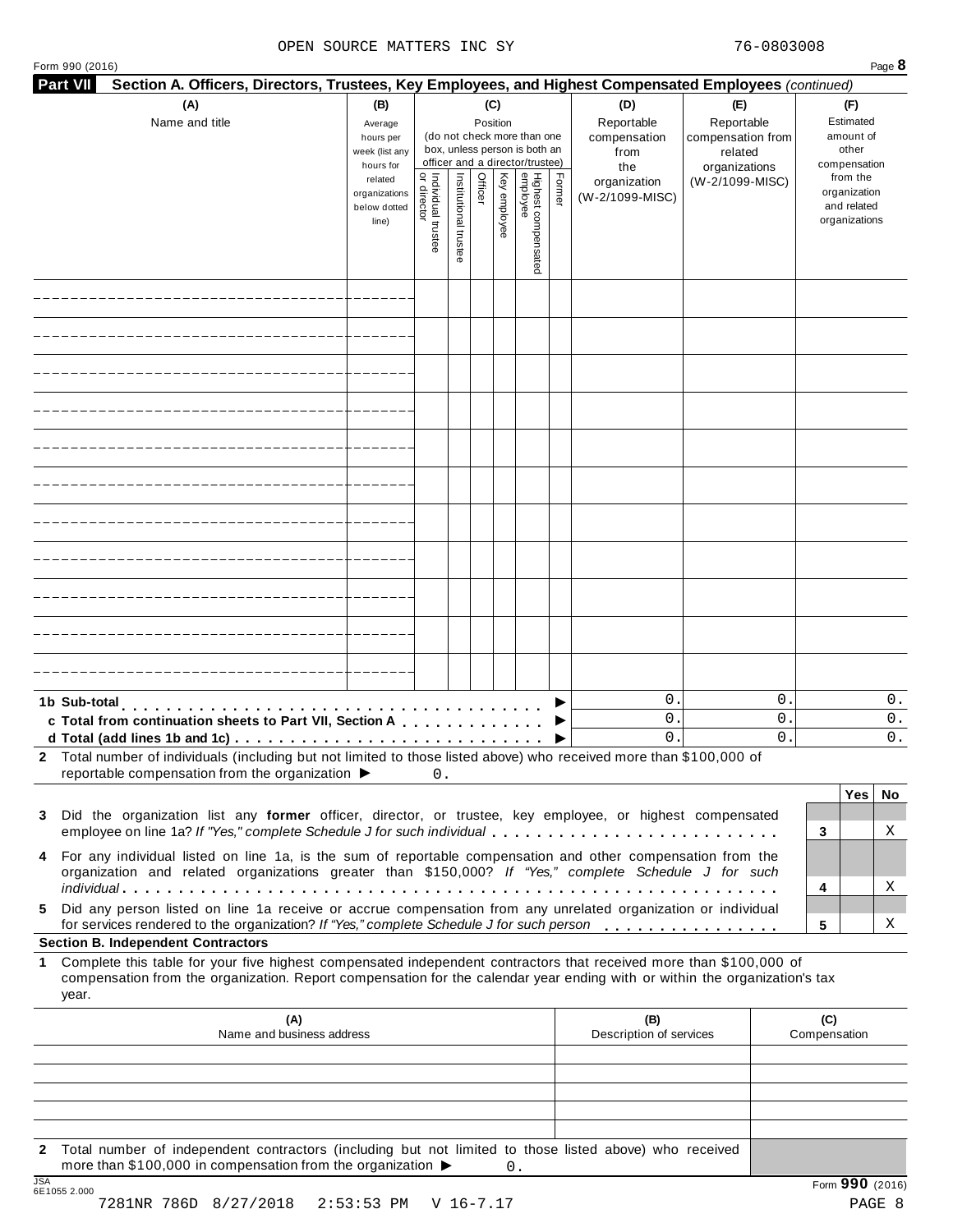OPEN SOURCE MATTERS INC SY 76-0803008

Form 990 (2016) Page **8**

**Part VII Section A. Officers, Directors, Trustees, Key Employees, and Highest Compensated Employees** *(continued)*

| (A) Name and title | (B) Average hours per week (list any hours for related organizations below dotted line) | (C) Position (do not check more than one box, unless person is both an officer and a director/trustee): Individual trustee or director | Institutional trustee | Officer | Key employee | Highest compensated employee | Former | (D) Reportable compensation from the organization (W-2/1099-MISC) | (E) Reportable compensation from related organizations (W-2/1099-MISC) | (F) Estimated amount of other compensation from the organization and related organizations |
|---|---|---|---|---|---|---|---|---|---|---|
| | | | | | | | | | | |
| | | | | | | | | | | |
| | | | | | | | | | | |
| | | | | | | | | | | |
| | | | | | | | | | | |
| | | | | | | | | | | |
| | | | | | | | | | | |
| | | | | | | | | | | |
| | | | | | | | | | | |
| | | | | | | | | | | |
| | | | | | | | | | | |

| | (D) | (E) | (F) |
|---|---|---|---|
| **1b Sub-total** ▶ | 0. | 0. | 0. |
| **c Total from continuation sheets to Part VII, Section A** ▶ | 0. | 0. | 0. |
| **d Total (add lines 1b and 1c)** ▶ | 0. | 0. | 0. |

**2** Total number of individuals (including but not limited to those listed above) who received more than $100,000 of reportable compensation from the organization ▶ 0.

| | | Yes | No |
|---|---|---|---|
| **3** Did the organization list any **former** officer, director, or trustee, key employee, or highest compensated employee on line 1a? *If "Yes," complete Schedule J for such individual* | 3 | | X |
| **4** For any individual listed on line 1a, is the sum of reportable compensation and other compensation from the organization and related organizations greater than $150,000? *If "Yes," complete Schedule J for such individual* | 4 | | X |
| **5** Did any person listed on line 1a receive or accrue compensation from any unrelated organization or individual for services rendered to the organization? *If "Yes," complete Schedule J for such person* | 5 | | X |

**Section B. Independent Contractors**

**1** Complete this table for your five highest compensated independent contractors that received more than $100,000 of compensation from the organization. Report compensation for the calendar year ending with or within the organization's tax year.

| (A) Name and business address | (B) Description of services | (C) Compensation |
|---|---|---|
| | | |
| | | |
| | | |
| | | |
| | | |

**2** Total number of independent contractors (including but not limited to those listed above) who received more than $100,000 in compensation from the organization ▶ 0.

JSA 6E1055 2.000 Form **990** (2016)

7281NR 786D 8/27/2018 2:53:53 PM V 16-7.17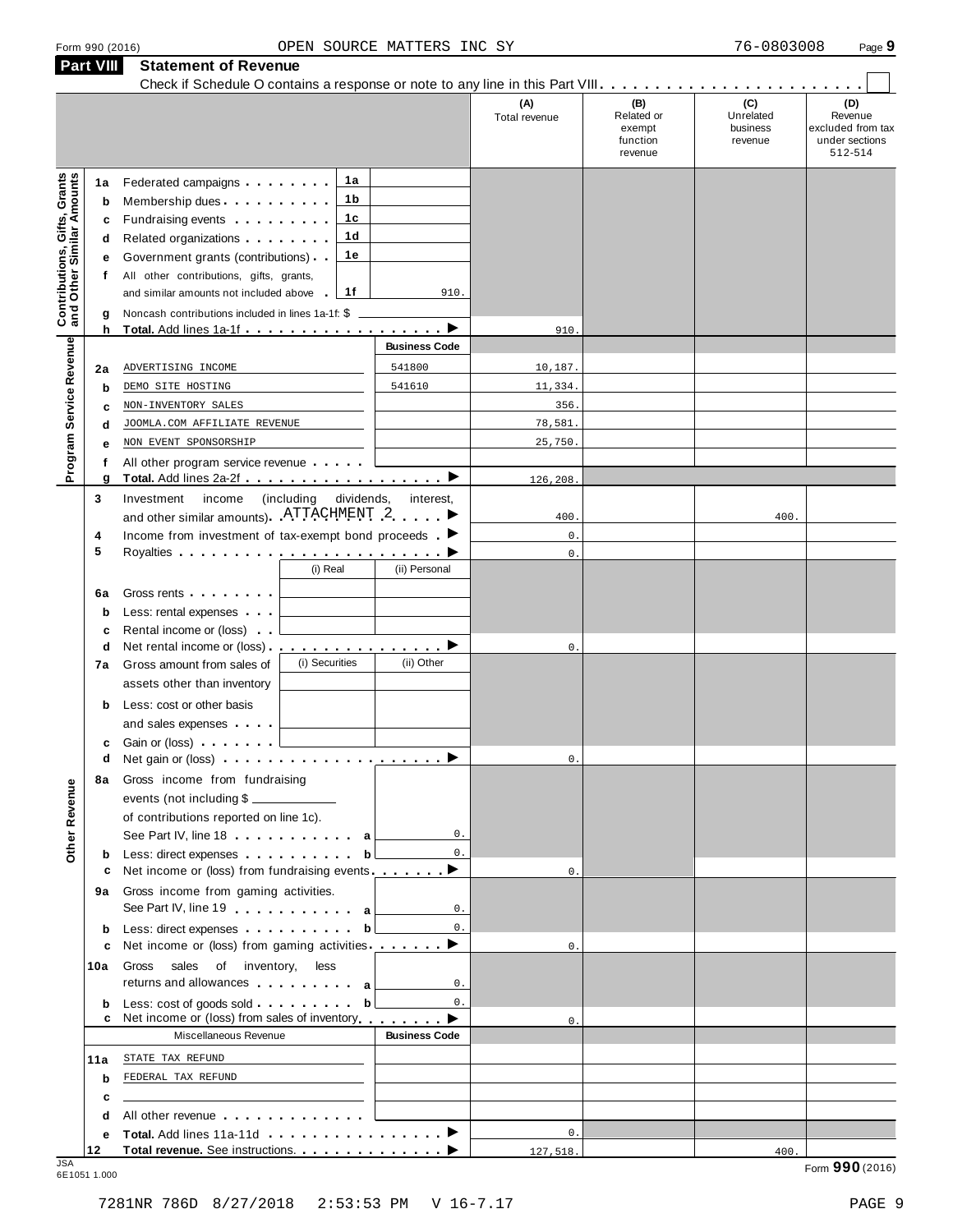Form 990 (2016) OPEN SOURCE MATTERS INC SY 76-0803008

## Part VIII Statement of Revenue

Check if Schedule O contains a response or note to any line in this Part VIII . . . . . . . . . . . . . . . . . . . . . . . .

| | | | | (A) Total revenue | (B) Related or exempt function revenue | (C) Unrelated business revenue | (D) Revenue excluded from tax under sections 512-514 |
|---|---|---|---|---|---|---|---|
| **Contributions, Gifts, Grants and Other Similar Amounts** | 1a Federated campaigns | 1a | | | | | |
| | b Membership dues | 1b | | | | | |
| | c Fundraising events | 1c | | | | | |
| | d Related organizations | 1d | | | | | |
| | e Government grants (contributions) | 1e | | | | | |
| | f All other contributions, gifts, grants, and similar amounts not included above | 1f | 910. | | | | |
| | g Noncash contributions included in lines 1a-1f: $ | | | | | | |
| | h **Total.** Add lines 1a-1f | | ▶ | 910. | | | |
| **Program Service Revenue** | | | Business Code | | | | |
| | 2a ADVERTISING INCOME | | 541800 | 10,187. | | | |
| | b DEMO SITE HOSTING | | 541610 | 11,334. | | | |
| | c NON-INVENTORY SALES | | | 356. | | | |
| | d JOOMLA.COM AFFILIATE REVENUE | | | 78,581. | | | |
| | e NON EVENT SPONSORSHIP | | | 25,750. | | | |
| | f All other program service revenue | | | | | | |
| | g **Total.** Add lines 2a-2f | | ▶ | 126,208. | | | |
| | 3 Investment income (including dividends, interest, and other similar amounts) ATTACHMENT 2 | | ▶ | 400. | | 400. | |
| | 4 Income from investment of tax-exempt bond proceeds | | ▶ | 0. | | | |
| | 5 Royalties | | ▶ | 0. | | | |
| | | (i) Real | (ii) Personal | | | | |
| | 6a Gross rents | | | | | | |
| | b Less: rental expenses | | | | | | |
| | c Rental income or (loss) | | | | | | |
| | d Net rental income or (loss) | | ▶ | 0. | | | |
| | 7a Gross amount from sales of assets other than inventory | (i) Securities | (ii) Other | | | | |
| | b Less: cost or other basis and sales expenses | | | | | | |
| | c Gain or (loss) | | | | | | |
| | d Net gain or (loss) | | ▶ | 0. | | | |
| **Other Revenue** | 8a Gross income from fundraising events (not including $ of contributions reported on line 1c). See Part IV, line 18 | a | 0. | | | | |
| | b Less: direct expenses | b | 0. | | | | |
| | c Net income or (loss) from fundraising events | | ▶ | 0. | | | |
| | 9a Gross income from gaming activities. See Part IV, line 19 | a | 0. | | | | |
| | b Less: direct expenses | b | 0. | | | | |
| | c Net income or (loss) from gaming activities | | ▶ | 0. | | | |
| | 10a Gross sales of inventory, less returns and allowances | a | 0. | | | | |
| | b Less: cost of goods sold | b | 0. | | | | |
| | c Net income or (loss) from sales of inventory | | ▶ | 0. | | | |
| | Miscellaneous Revenue | | Business Code | | | | |
| | 11a STATE TAX REFUND | | | | | | |
| | b FEDERAL TAX REFUND | | | | | | |
| | c | | | | | | |
| | d All other revenue | | | | | | |
| | e **Total.** Add lines 11a-11d | | ▶ | 0. | | | |
| | 12 **Total revenue.** See instructions. | | ▶ | 127,518. | | 400. | |

JSA 6E1051 1.000

Form **990** (2016)

7281NR 786D 8/27/2018 2:53:53 PM V 16-7.17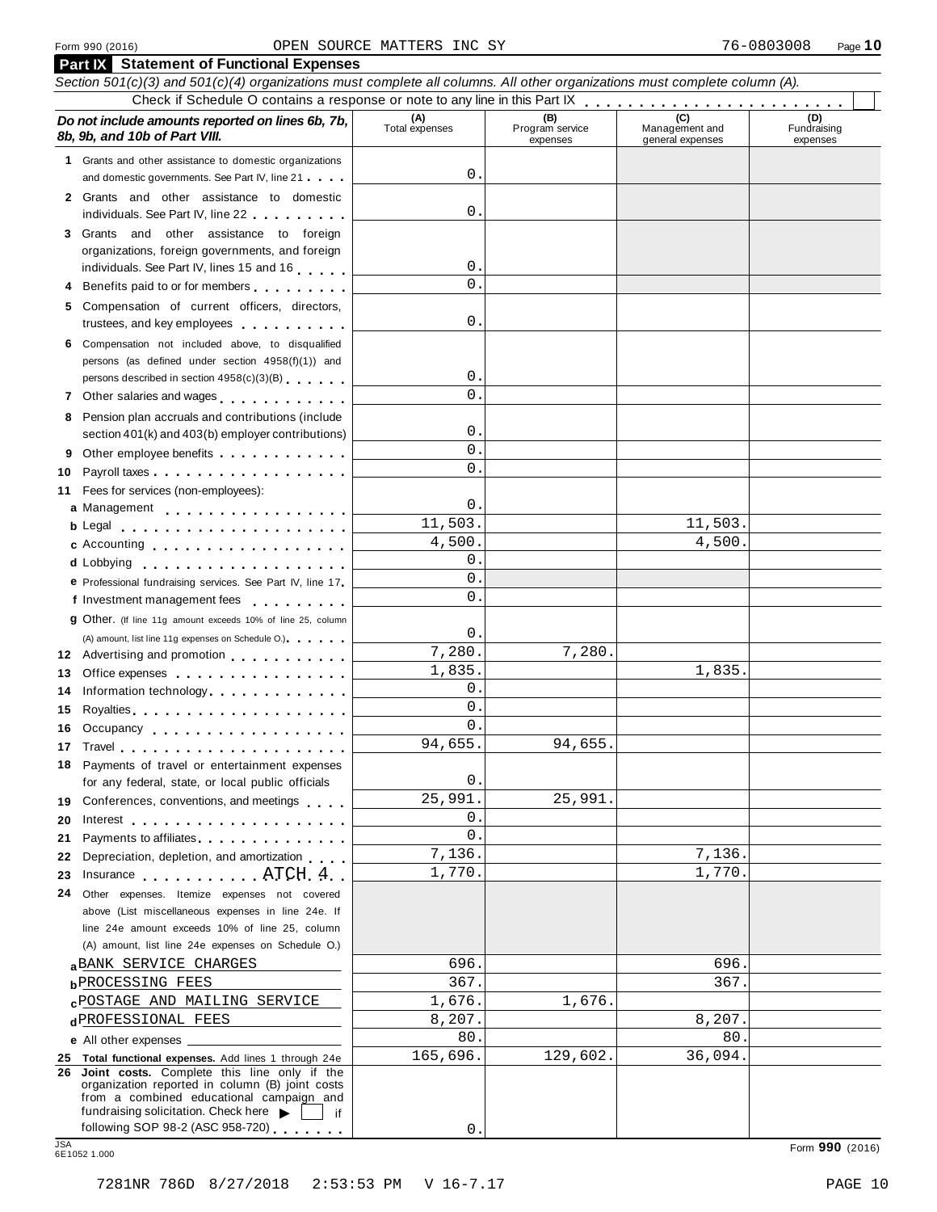Form 990 (2016) OPEN SOURCE MATTERS INC SY 76-0803008 Page 10

**Part IX Statement of Functional Expenses**

*Section 501(c)(3) and 501(c)(4) organizations must complete all columns. All other organizations must complete column (A).*

Check if Schedule O contains a response or note to any line in this Part IX . . . . . . . . . . . . . . . . . . . . . . . . [ ]

| *Do not include amounts reported on lines 6b, 7b, 8b, 9b, and 10b of Part VIII.* | (A) Total expenses | (B) Program service expenses | (C) Management and general expenses | (D) Fundraising expenses |
|---|---|---|---|---|
| 1 Grants and other assistance to domestic organizations and domestic governments. See Part IV, line 21 | 0. | | | |
| 2 Grants and other assistance to domestic individuals. See Part IV, line 22 | 0. | | | |
| 3 Grants and other assistance to foreign organizations, foreign governments, and foreign individuals. See Part IV, lines 15 and 16 | 0. | | | |
| 4 Benefits paid to or for members | 0. | | | |
| 5 Compensation of current officers, directors, trustees, and key employees | 0. | | | |
| 6 Compensation not included above, to disqualified persons (as defined under section 4958(f)(1)) and persons described in section 4958(c)(3)(B) | 0. | | | |
| 7 Other salaries and wages | 0. | | | |
| 8 Pension plan accruals and contributions (include section 401(k) and 403(b) employer contributions) | 0. | | | |
| 9 Other employee benefits | 0. | | | |
| 10 Payroll taxes | 0. | | | |
| 11 Fees for services (non-employees): | | | | |
| a Management | 0. | | | |
| b Legal | 11,503. | | 11,503. | |
| c Accounting | 4,500. | | 4,500. | |
| d Lobbying | 0. | | | |
| e Professional fundraising services. See Part IV, line 17 | 0. | | | |
| f Investment management fees | 0. | | | |
| g Other. (If line 11g amount exceeds 10% of line 25, column (A) amount, list line 11g expenses on Schedule O.) | 0. | | | |
| 12 Advertising and promotion | 7,280. | 7,280. | | |
| 13 Office expenses | 1,835. | | 1,835. | |
| 14 Information technology | 0. | | | |
| 15 Royalties | 0. | | | |
| 16 Occupancy | 0. | | | |
| 17 Travel | 94,655. | 94,655. | | |
| 18 Payments of travel or entertainment expenses for any federal, state, or local public officials | 0. | | | |
| 19 Conferences, conventions, and meetings | 25,991. | 25,991. | | |
| 20 Interest | 0. | | | |
| 21 Payments to affiliates | 0. | | | |
| 22 Depreciation, depletion, and amortization | 7,136. | | 7,136. | |
| 23 Insurance ATCH 4 | 1,770. | | 1,770. | |
| 24 Other expenses. Itemize expenses not covered above (List miscellaneous expenses in line 24e. If line 24e amount exceeds 10% of line 25, column (A) amount, list line 24e expenses on Schedule O.) | | | | |
| a BANK SERVICE CHARGES | 696. | | 696. | |
| b PROCESSING FEES | 367. | | 367. | |
| c POSTAGE AND MAILING SERVICE | 1,676. | 1,676. | | |
| d PROFESSIONAL FEES | 8,207. | | 8,207. | |
| e All other expenses | 80. | | 80. | |
| 25 **Total functional expenses.** Add lines 1 through 24e | 165,696. | 129,602. | 36,094. | |
| 26 **Joint costs.** Complete this line only if the organization reported in column (B) joint costs from a combined educational campaign and fundraising solicitation. Check here ▶ [ ] if following SOP 98-2 (ASC 958-720) | 0. | | | |

JSA 6E1052 1.000

Form **990** (2016)

7281NR 786D 8/27/2018 2:53:53 PM V 16-7.17 PAGE 10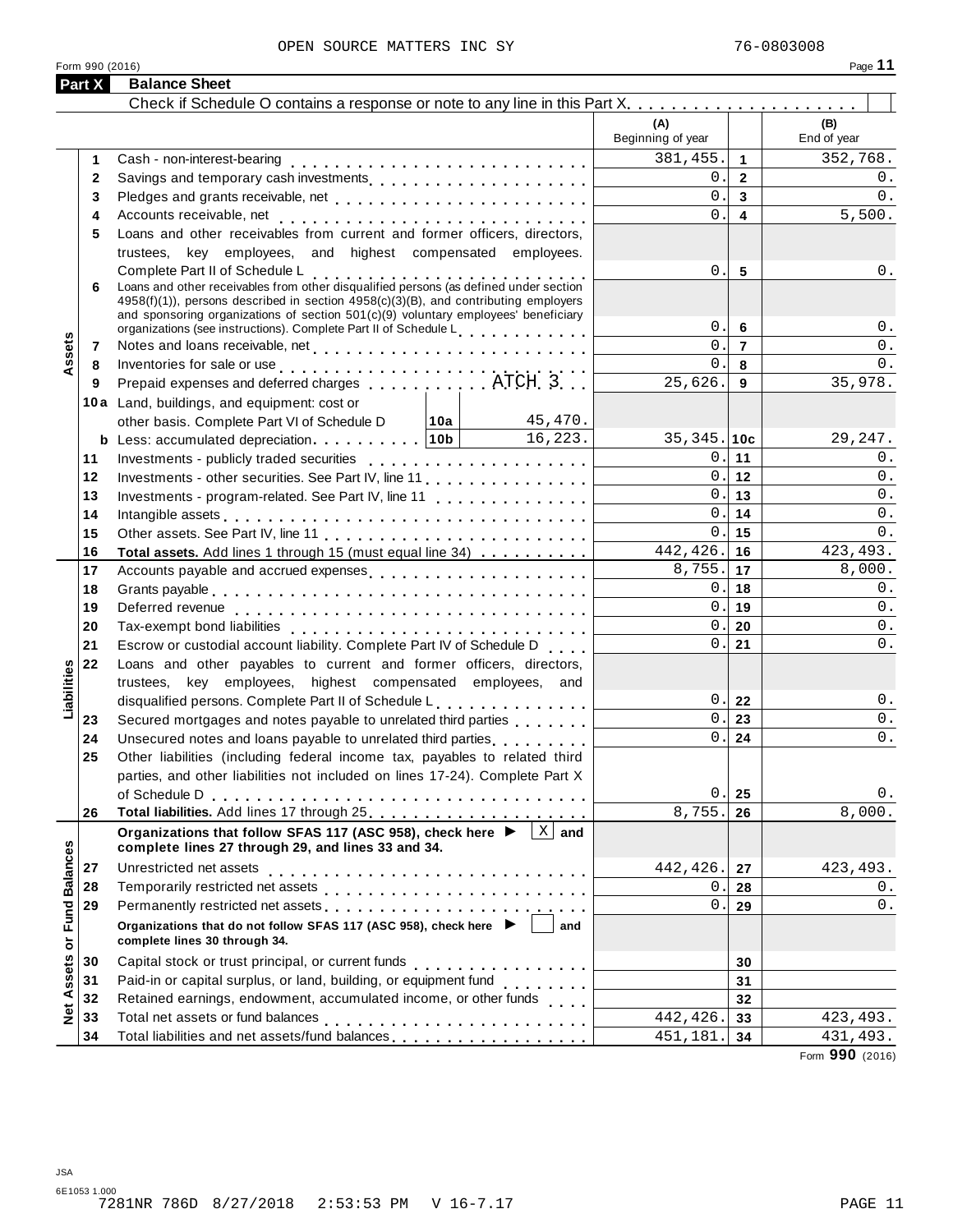OPEN SOURCE MATTERS INC SY 76-0803008

Form 990 (2016)

## Part X Balance Sheet

Check if Schedule O contains a response or note to any line in this Part X . . . . . . . . . . . . . . . . . . . . . ☐

| | | | (A) Beginning of year | | (B) End of year |
|---|---|---|---|---|---|
| **Assets** | 1 | Cash - non-interest-bearing | 381,455. | 1 | 352,768. |
| | 2 | Savings and temporary cash investments | 0. | 2 | 0. |
| | 3 | Pledges and grants receivable, net | 0. | 3 | 0. |
| | 4 | Accounts receivable, net | 0. | 4 | 5,500. |
| | 5 | Loans and other receivables from current and former officers, directors, trustees, key employees, and highest compensated employees. Complete Part II of Schedule L | 0. | 5 | 0. |
| | 6 | Loans and other receivables from other disqualified persons (as defined under section 4958(f)(1)), persons described in section 4958(c)(3)(B), and contributing employers and sponsoring organizations of section 501(c)(9) voluntary employees' beneficiary organizations (see instructions). Complete Part II of Schedule L | 0. | 6 | 0. |
| | 7 | Notes and loans receivable, net | 0. | 7 | 0. |
| | 8 | Inventories for sale or use | 0. | 8 | 0. |
| | 9 | Prepaid expenses and deferred charges ATCH 3 | 25,626. | 9 | 35,978. |
| | 10a | Land, buildings, and equipment: cost or other basis. Complete Part VI of Schedule D — 10a: 45,470. | | | |
| | b | Less: accumulated depreciation — 10b: 16,223. | 35,345. | 10c | 29,247. |
| | 11 | Investments - publicly traded securities | 0. | 11 | 0. |
| | 12 | Investments - other securities. See Part IV, line 11 | 0. | 12 | 0. |
| | 13 | Investments - program-related. See Part IV, line 11 | 0. | 13 | 0. |
| | 14 | Intangible assets | 0. | 14 | 0. |
| | 15 | Other assets. See Part IV, line 11 | 0. | 15 | 0. |
| | 16 | **Total assets.** Add lines 1 through 15 (must equal line 34) | 442,426. | 16 | 423,493. |
| **Liabilities** | 17 | Accounts payable and accrued expenses | 8,755. | 17 | 8,000. |
| | 18 | Grants payable | 0. | 18 | 0. |
| | 19 | Deferred revenue | 0. | 19 | 0. |
| | 20 | Tax-exempt bond liabilities | 0. | 20 | 0. |
| | 21 | Escrow or custodial account liability. Complete Part IV of Schedule D | 0. | 21 | 0. |
| | 22 | Loans and other payables to current and former officers, directors, trustees, key employees, highest compensated employees, and disqualified persons. Complete Part II of Schedule L | 0. | 22 | 0. |
| | 23 | Secured mortgages and notes payable to unrelated third parties | 0. | 23 | 0. |
| | 24 | Unsecured notes and loans payable to unrelated third parties | 0. | 24 | 0. |
| | 25 | Other liabilities (including federal income tax, payables to related third parties, and other liabilities not included on lines 17-24). Complete Part X of Schedule D | 0. | 25 | 0. |
| | 26 | **Total liabilities.** Add lines 17 through 25 | 8,755. | 26 | 8,000. |
| **Net Assets or Fund Balances** | | **Organizations that follow SFAS 117 (ASC 958), check here ▶ ☒ and complete lines 27 through 29, and lines 33 and 34.** | | | |
| | 27 | Unrestricted net assets | 442,426. | 27 | 423,493. |
| | 28 | Temporarily restricted net assets | 0. | 28 | 0. |
| | 29 | Permanently restricted net assets | 0. | 29 | 0. |
| | | **Organizations that do not follow SFAS 117 (ASC 958), check here ▶ ☐ and complete lines 30 through 34.** | | | |
| | 30 | Capital stock or trust principal, or current funds | | 30 | |
| | 31 | Paid-in or capital surplus, or land, building, or equipment fund | | 31 | |
| | 32 | Retained earnings, endowment, accumulated income, or other funds | | 32 | |
| | 33 | Total net assets or fund balances | 442,426. | 33 | 423,493. |
| | 34 | Total liabilities and net assets/fund balances | 451,181. | 34 | 431,493. |

Form **990** (2016)

JSA
6E1053 1.000
7281NR 786D 8/27/2018 2:53:53 PM V 16-7.17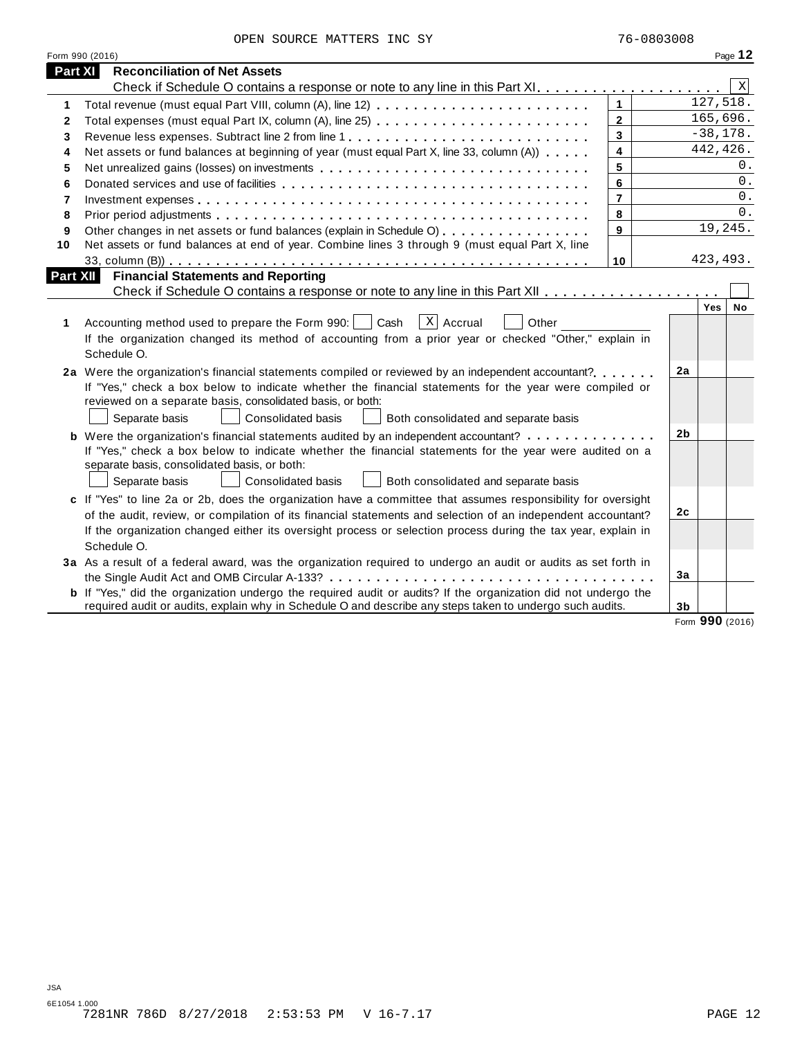OPEN SOURCE MATTERS INC SY 76-0803008

Form 990 (2016) Page **12**

## Part XI Reconciliation of Net Assets

Check if Schedule O contains a response or note to any line in this Part XI . . . . . . . . . . . . . . . . . . . [X]

| | | | |
|---|---|---|---|
| 1 | Total revenue (must equal Part VIII, column (A), line 12) | 1 | 127,518. |
| 2 | Total expenses (must equal Part IX, column (A), line 25) | 2 | 165,696. |
| 3 | Revenue less expenses. Subtract line 2 from line 1 | 3 | -38,178. |
| 4 | Net assets or fund balances at beginning of year (must equal Part X, line 33, column (A)) | 4 | 442,426. |
| 5 | Net unrealized gains (losses) on investments | 5 | 0. |
| 6 | Donated services and use of facilities | 6 | 0. |
| 7 | Investment expenses | 7 | 0. |
| 8 | Prior period adjustments | 8 | 0. |
| 9 | Other changes in net assets or fund balances (explain in Schedule O) | 9 | 19,245. |
| 10 | Net assets or fund balances at end of year. Combine lines 3 through 9 (must equal Part X, line 33, column (B)) | 10 | 423,493. |

## Part XII Financial Statements and Reporting

Check if Schedule O contains a response or note to any line in this Part XII . . . . . . . . . . . . . . . . . . [ ]

| | | | Yes | No |
|---|---|---|---|---|
| 1 | Accounting method used to prepare the Form 990: [ ] Cash [X] Accrual [ ] Other ________ <br> If the organization changed its method of accounting from a prior year or checked "Other," explain in Schedule O. | | | |
| 2a | Were the organization's financial statements compiled or reviewed by an independent accountant? <br> If "Yes," check a box below to indicate whether the financial statements for the year were compiled or reviewed on a separate basis, consolidated basis, or both: <br> [ ] Separate basis [ ] Consolidated basis [ ] Both consolidated and separate basis | 2a | | |
| b | Were the organization's financial statements audited by an independent accountant? <br> If "Yes," check a box below to indicate whether the financial statements for the year were audited on a separate basis, consolidated basis, or both: <br> [ ] Separate basis [ ] Consolidated basis [ ] Both consolidated and separate basis | 2b | | |
| c | If "Yes" to line 2a or 2b, does the organization have a committee that assumes responsibility for oversight of the audit, review, or compilation of its financial statements and selection of an independent accountant? <br> If the organization changed either its oversight process or selection process during the tax year, explain in Schedule O. | 2c | | |
| 3a | As a result of a federal award, was the organization required to undergo an audit or audits as set forth in the Single Audit Act and OMB Circular A-133? | 3a | | |
| b | If "Yes," did the organization undergo the required audit or audits? If the organization did not undergo the required audit or audits, explain in Schedule O and describe any steps taken to undergo such audits. | 3b | | |

Form **990** (2016)

JSA
6E1054 1.000
7281NR 786D 8/27/2018 2:53:53 PM V 16-7.17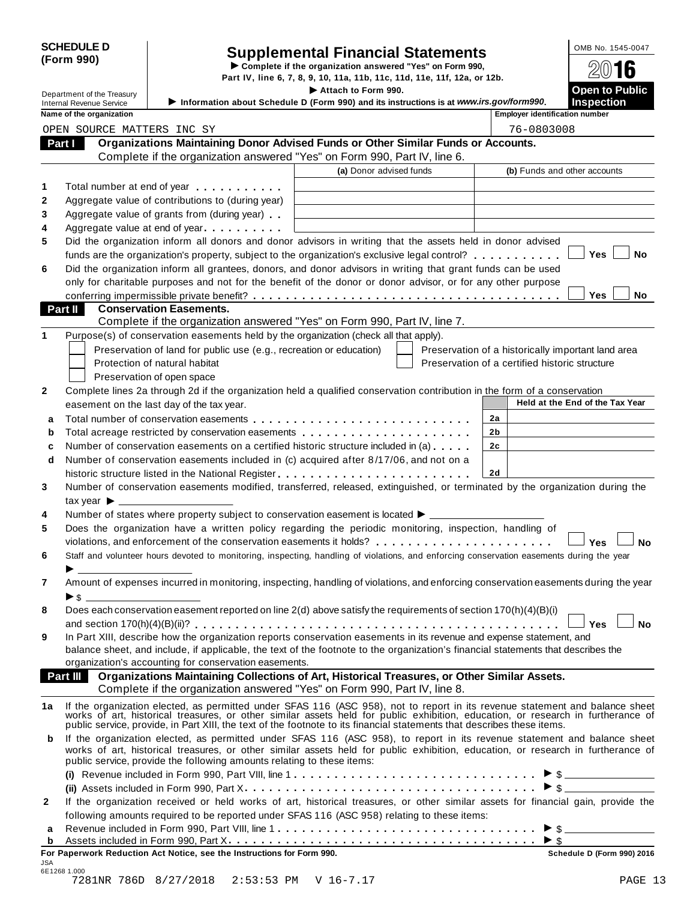**SCHEDULE D (Form 990)**

Department of the Treasury
Internal Revenue Service

# Supplemental Financial Statements

▶ Complete if the organization answered "Yes" on Form 990, Part IV, line 6, 7, 8, 9, 10, 11a, 11b, 11c, 11d, 11e, 11f, 12a, or 12b.

▶ Attach to Form 990.

▶ Information about Schedule D (Form 990) and its instructions is at *www.irs.gov/form990*.

OMB No. 1545-0047

2016

**Open to Public Inspection**

**Name of the organization:** OPEN SOURCE MATTERS INC SY

**Employer identification number:** 76-0803008

## Part I Organizations Maintaining Donor Advised Funds or Other Similar Funds or Accounts.

Complete if the organization answered "Yes" on Form 990, Part IV, line 6.

| | | (a) Donor advised funds | (b) Funds and other accounts |
|---|---|---|---|
| 1 | Total number at end of year | | |
| 2 | Aggregate value of contributions to (during year) | | |
| 3 | Aggregate value of grants from (during year) | | |
| 4 | Aggregate value at end of year | | |

5 Did the organization inform all donors and donor advisors in writing that the assets held in donor advised funds are the organization's property, subject to the organization's exclusive legal control? ☐ Yes ☐ No

6 Did the organization inform all grantees, donors, and donor advisors in writing that grant funds can be used only for charitable purposes and not for the benefit of the donor or donor advisor, or for any other purpose conferring impermissible private benefit? ☐ Yes ☐ No

## Part II Conservation Easements.

Complete if the organization answered "Yes" on Form 990, Part IV, line 7.

1 Purpose(s) of conservation easements held by the organization (check all that apply).

- ☐ Preservation of land for public use (e.g., recreation or education)
- ☐ Protection of natural habitat
- ☐ Preservation of open space
- ☐ Preservation of a historically important land area
- ☐ Preservation of a certified historic structure

2 Complete lines 2a through 2d if the organization held a qualified conservation contribution in the form of a conservation easement on the last day of the tax year.

| | | | Held at the End of the Tax Year |
|---|---|---|---|
| a | Total number of conservation easements | 2a | |
| b | Total acreage restricted by conservation easements | 2b | |
| c | Number of conservation easements on a certified historic structure included in (a) | 2c | |
| d | Number of conservation easements included in (c) acquired after 8/17/06, and not on a historic structure listed in the National Register | 2d | |

3 Number of conservation easements modified, transferred, released, extinguished, or terminated by the organization during the tax year ▶ \_\_\_\_\_\_

4 Number of states where property subject to conservation easement is located ▶ \_\_\_\_\_\_

5 Does the organization have a written policy regarding the periodic monitoring, inspection, handling of violations, and enforcement of the conservation easements it holds? ☐ Yes ☐ No

6 Staff and volunteer hours devoted to monitoring, inspecting, handling of violations, and enforcing conservation easements during the year ▶ \_\_\_\_\_\_

7 Amount of expenses incurred in monitoring, inspecting, handling of violations, and enforcing conservation easements during the year ▶ $ \_\_\_\_\_\_

8 Does each conservation easement reported on line 2(d) above satisfy the requirements of section 170(h)(4)(B)(i) and section 170(h)(4)(B)(ii)? ☐ Yes ☐ No

9 In Part XIII, describe how the organization reports conservation easements in its revenue and expense statement, and balance sheet, and include, if applicable, the text of the footnote to the organization's financial statements that describes the organization's accounting for conservation easements.

## Part III Organizations Maintaining Collections of Art, Historical Treasures, or Other Similar Assets.

Complete if the organization answered "Yes" on Form 990, Part IV, line 8.

1a If the organization elected, as permitted under SFAS 116 (ASC 958), not to report in its revenue statement and balance sheet works of art, historical treasures, or other similar assets held for public exhibition, education, or research in furtherance of public service, provide, in Part XIII, the text of the footnote to its financial statements that describes these items.

b If the organization elected, as permitted under SFAS 116 (ASC 958), to report in its revenue statement and balance sheet works of art, historical treasures, or other similar assets held for public exhibition, education, or research in furtherance of public service, provide the following amounts relating to these items:

(i) Revenue included in Form 990, Part VIII, line 1 ▶ $ \_\_\_\_\_\_

(ii) Assets included in Form 990, Part X ▶ $ \_\_\_\_\_\_

2 If the organization received or held works of art, historical treasures, or other similar assets for financial gain, provide the following amounts required to be reported under SFAS 116 (ASC 958) relating to these items:

a Revenue included in Form 990, Part VIII, line 1 ▶ $ \_\_\_\_\_\_

b Assets included in Form 990, Part X ▶ $ \_\_\_\_\_\_

**For Paperwork Reduction Act Notice, see the Instructions for Form 990.** **Schedule D (Form 990) 2016**

JSA 6E1268 1.000

7281NR 786D 8/27/2018 2:53:53 PM V 16-7.17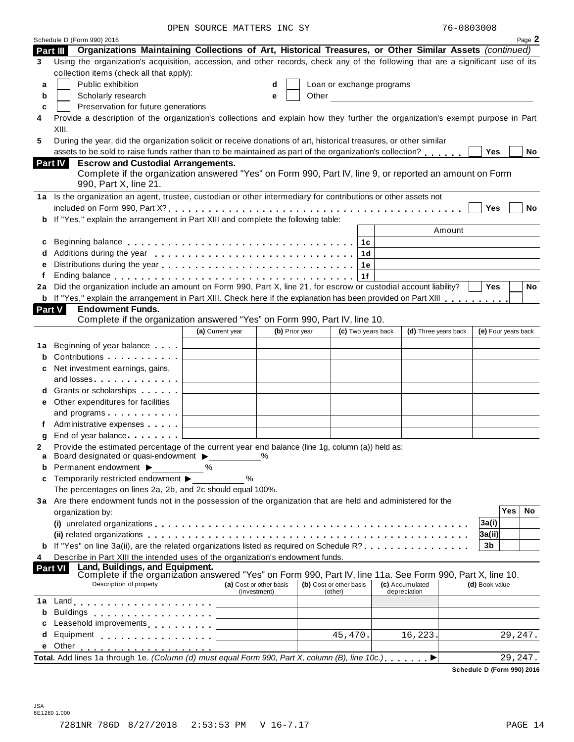OPEN SOURCE MATTERS INC SY 76-0803008

Schedule D (Form 990) 2016 Page **2**

**Part III Organizations Maintaining Collections of Art, Historical Treasures, or Other Similar Assets** *(continued)*

**3** Using the organization's acquisition, accession, and other records, check any of the following that are a significant use of its collection items (check all that apply):

- **a** ☐ Public exhibition
- **b** ☐ Scholarly research
- **c** ☐ Preservation for future generations
- **d** ☐ Loan or exchange programs
- **e** ☐ Other

**4** Provide a description of the organization's collections and explain how they further the organization's exempt purpose in Part XIII.

**5** During the year, did the organization solicit or receive donations of art, historical treasures, or other similar assets to be sold to raise funds rather than to be maintained as part of the organization's collection? ☐ Yes ☐ No

**Part IV Escrow and Custodial Arrangements.**
Complete if the organization answered "Yes" on Form 990, Part IV, line 9, or reported an amount on Form 990, Part X, line 21.

**1a** Is the organization an agent, trustee, custodian or other intermediary for contributions or other assets not included on Form 990, Part X? ☐ Yes ☐ No

**b** If "Yes," explain the arrangement in Part XIII and complete the following table:

| | | | Amount |
|---|---|---|---|
| **c** | Beginning balance | 1c | |
| **d** | Additions during the year | 1d | |
| **e** | Distributions during the year | 1e | |
| **f** | Ending balance | 1f | |

**2a** Did the organization include an amount on Form 990, Part X, line 21, for escrow or custodial account liability? ☐ Yes ☐ No

**b** If "Yes," explain the arrangement in Part XIII. Check here if the explanation has been provided on Part XIII ☐

**Part V Endowment Funds.**
Complete if the organization answered "Yes" on Form 990, Part IV, line 10.

| | | (a) Current year | (b) Prior year | (c) Two years back | (d) Three years back | (e) Four years back |
|---|---|---|---|---|---|---|
| **1a** | Beginning of year balance | | | | | |
| **b** | Contributions | | | | | |
| **c** | Net investment earnings, gains, and losses | | | | | |
| **d** | Grants or scholarships | | | | | |
| **e** | Other expenditures for facilities and programs | | | | | |
| **f** | Administrative expenses | | | | | |
| **g** | End of year balance | | | | | |

**2** Provide the estimated percentage of the current year end balance (line 1g, column (a)) held as:

- **a** Board designated or quasi-endowment ▶ ______ %
- **b** Permanent endowment ▶ ______ %
- **c** Temporarily restricted endowment ▶ ______ %

The percentages on lines 2a, 2b, and 2c should equal 100%.

**3a** Are there endowment funds not in the possession of the organization that are held and administered for the organization by:

| | | | Yes | No |
|---|---|---|---|---|
| | **(i)** unrelated organizations | 3a(i) | | |
| | **(ii)** related organizations | 3a(ii) | | |
| **b** | If "Yes" on line 3a(ii), are the related organizations listed as required on Schedule R? | 3b | | |

**4** Describe in Part XIII the intended uses of the organization's endowment funds.

**Part VI Land, Buildings, and Equipment.**
Complete if the organization answered "Yes" on Form 990, Part IV, line 11a. See Form 990, Part X, line 10.

| | Description of property | (a) Cost or other basis (investment) | (b) Cost or other basis (other) | (c) Accumulated depreciation | (d) Book value |
|---|---|---|---|---|---|
| **1a** | Land | | | | |
| **b** | Buildings | | | | |
| **c** | Leasehold improvements | | | | |
| **d** | Equipment | | 45,470. | 16,223. | 29,247. |
| **e** | Other | | | | |
| | **Total.** Add lines 1a through 1e. *(Column (d) must equal Form 990, Part X, column (B), line 10c.)* ▶ | | | | 29,247. |

**Schedule D (Form 990) 2016**

JSA
6E1269 1.000

7281NR 786D 8/27/2018 2:53:53 PM V 16-7.17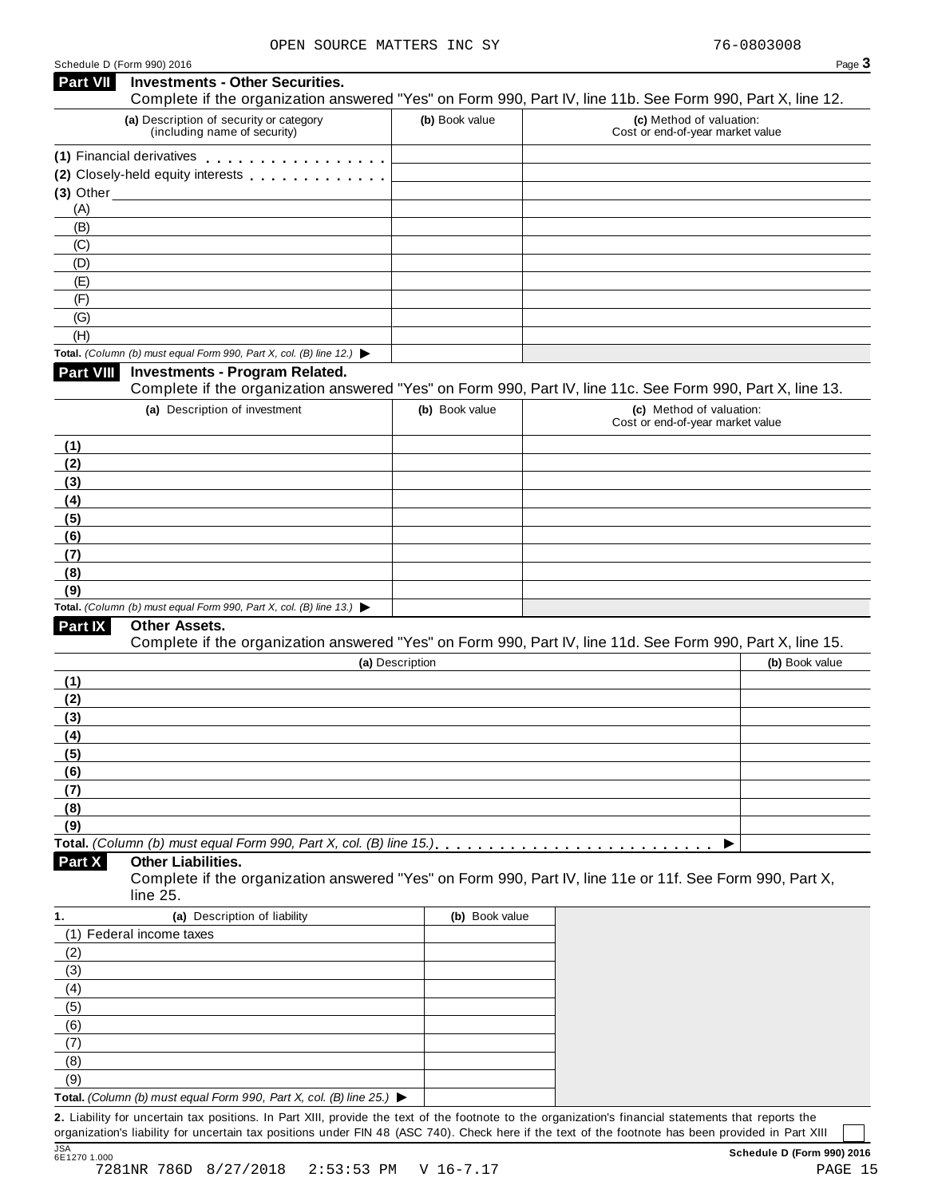OPEN SOURCE MATTERS INC SY 76-0803008

Schedule D (Form 990) 2016 Page 3

## Part VII Investments - Other Securities.

Complete if the organization answered "Yes" on Form 990, Part IV, line 11b. See Form 990, Part X, line 12.

| (a) Description of security or category (including name of security) | (b) Book value | (c) Method of valuation: Cost or end-of-year market value |
|---|---|---|
| (1) Financial derivatives | | |
| (2) Closely-held equity interests | | |
| (3) Other | | |
| (A) | | |
| (B) | | |
| (C) | | |
| (D) | | |
| (E) | | |
| (F) | | |
| (G) | | |
| (H) | | |
| **Total.** *(Column (b) must equal Form 990, Part X, col. (B) line 12.)* ▶ | | |

## Part VIII Investments - Program Related.

Complete if the organization answered "Yes" on Form 990, Part IV, line 11c. See Form 990, Part X, line 13.

| (a) Description of investment | (b) Book value | (c) Method of valuation: Cost or end-of-year market value |
|---|---|---|
| (1) | | |
| (2) | | |
| (3) | | |
| (4) | | |
| (5) | | |
| (6) | | |
| (7) | | |
| (8) | | |
| (9) | | |
| **Total.** *(Column (b) must equal Form 990, Part X, col. (B) line 13.)* ▶ | | |

## Part IX Other Assets.

Complete if the organization answered "Yes" on Form 990, Part IV, line 11d. See Form 990, Part X, line 15.

| (a) Description | (b) Book value |
|---|---|
| (1) | |
| (2) | |
| (3) | |
| (4) | |
| (5) | |
| (6) | |
| (7) | |
| (8) | |
| (9) | |
| **Total.** *(Column (b) must equal Form 990, Part X, col. (B) line 15.)* ▶ | |

## Part X Other Liabilities.

Complete if the organization answered "Yes" on Form 990, Part IV, line 11e or 11f. See Form 990, Part X, line 25.

| 1. (a) Description of liability | (b) Book value |
|---|---|
| (1) Federal income taxes | |
| (2) | |
| (3) | |
| (4) | |
| (5) | |
| (6) | |
| (7) | |
| (8) | |
| (9) | |
| **Total.** *(Column (b) must equal Form 990, Part X, col. (B) line 25.)* ▶ | |

**2.** Liability for uncertain tax positions. In Part XIII, provide the text of the footnote to the organization's financial statements that reports the organization's liability for uncertain tax positions under FIN 48 (ASC 740). Check here if the text of the footnote has been provided in Part XIII ☐

JSA 6E1270 1.000

**Schedule D (Form 990) 2016**

7281NR 786D 8/27/2018 2:53:53 PM V 16-7.17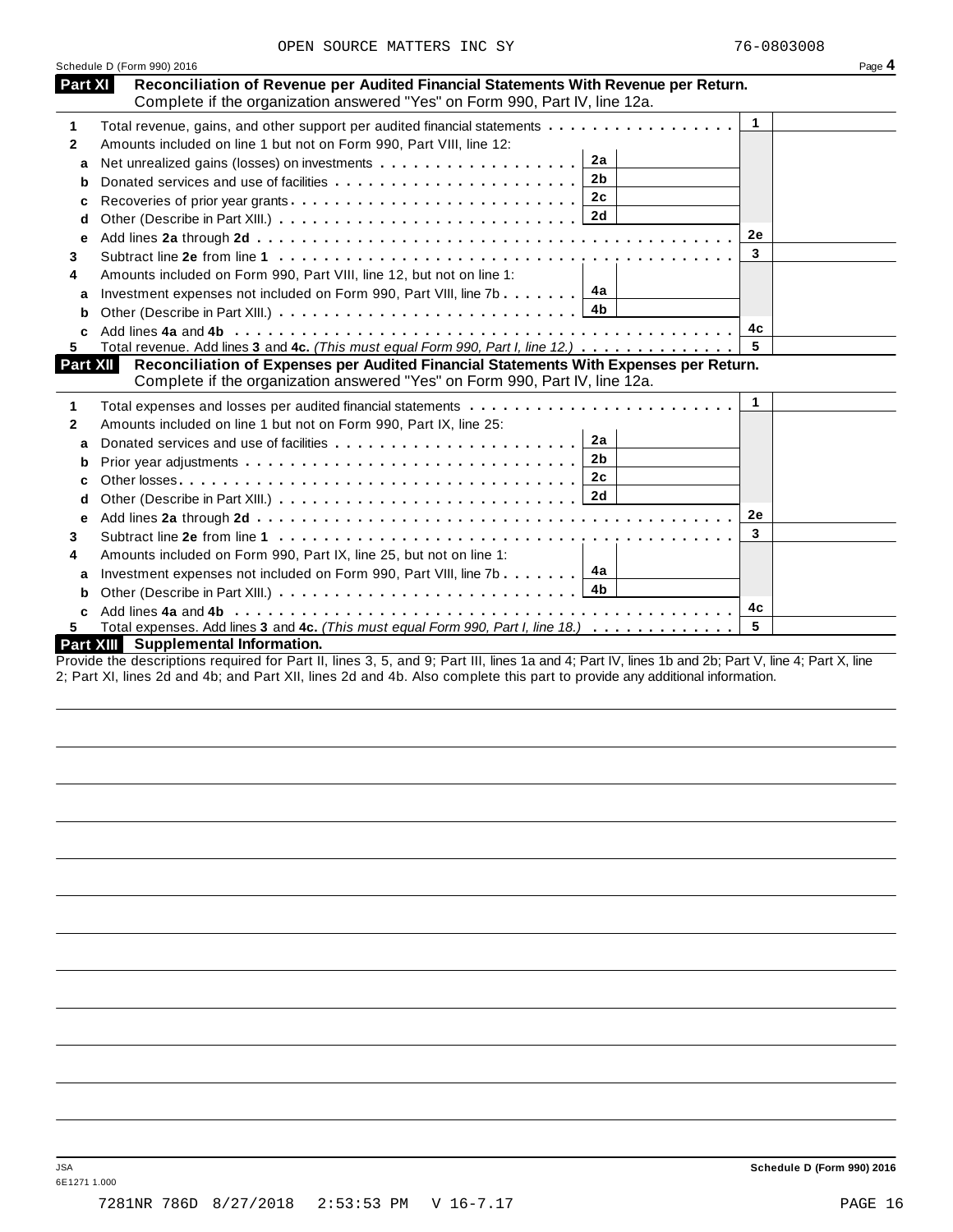OPEN SOURCE MATTERS INC SY 76-0803008

Schedule D (Form 990) 2016 Page **4**

## Part XI Reconciliation of Revenue per Audited Financial Statements With Revenue per Return.

Complete if the organization answered "Yes" on Form 990, Part IV, line 12a.

| | | | | | |
|---|---|---|---|---|---|
| **1** | Total revenue, gains, and other support per audited financial statements | | | 1 | |
| **2** | Amounts included on line 1 but not on Form 990, Part VIII, line 12: | | | | |
| **a** | Net unrealized gains (losses) on investments | 2a | | | |
| **b** | Donated services and use of facilities | 2b | | | |
| **c** | Recoveries of prior year grants | 2c | | | |
| **d** | Other (Describe in Part XIII.) | 2d | | | |
| **e** | Add lines **2a** through **2d** | | | 2e | |
| **3** | Subtract line **2e** from line **1** | | | 3 | |
| **4** | Amounts included on Form 990, Part VIII, line 12, but not on line 1: | | | | |
| **a** | Investment expenses not included on Form 990, Part VIII, line 7b | 4a | | | |
| **b** | Other (Describe in Part XIII.) | 4b | | | |
| **c** | Add lines **4a** and **4b** | | | 4c | |
| **5** | Total revenue. Add lines **3** and **4c.** *(This must equal Form 990, Part I, line 12.)* | | | 5 | |

## Part XII Reconciliation of Expenses per Audited Financial Statements With Expenses per Return.

Complete if the organization answered "Yes" on Form 990, Part IV, line 12a.

| | | | | | |
|---|---|---|---|---|---|
| **1** | Total expenses and losses per audited financial statements | | | 1 | |
| **2** | Amounts included on line 1 but not on Form 990, Part IX, line 25: | | | | |
| **a** | Donated services and use of facilities | 2a | | | |
| **b** | Prior year adjustments | 2b | | | |
| **c** | Other losses | 2c | | | |
| **d** | Other (Describe in Part XIII.) | 2d | | | |
| **e** | Add lines **2a** through **2d** | | | 2e | |
| **3** | Subtract line **2e** from line **1** | | | 3 | |
| **4** | Amounts included on Form 990, Part IX, line 25, but not on line 1: | | | | |
| **a** | Investment expenses not included on Form 990, Part VIII, line 7b | 4a | | | |
| **b** | Other (Describe in Part XIII.) | 4b | | | |
| **c** | Add lines **4a** and **4b** | | | 4c | |
| **5** | Total expenses. Add lines **3** and **4c.** *(This must equal Form 990, Part I, line 18.)* | | | 5 | |

## Part XIII Supplemental Information.

Provide the descriptions required for Part II, lines 3, 5, and 9; Part III, lines 1a and 4; Part IV, lines 1b and 2b; Part V, line 4; Part X, line 2; Part XI, lines 2d and 4b; and Part XII, lines 2d and 4b. Also complete this part to provide any additional information.

JSA
6E1271 1.000

**Schedule D (Form 990) 2016**

7281NR 786D 8/27/2018 2:53:53 PM V 16-7.17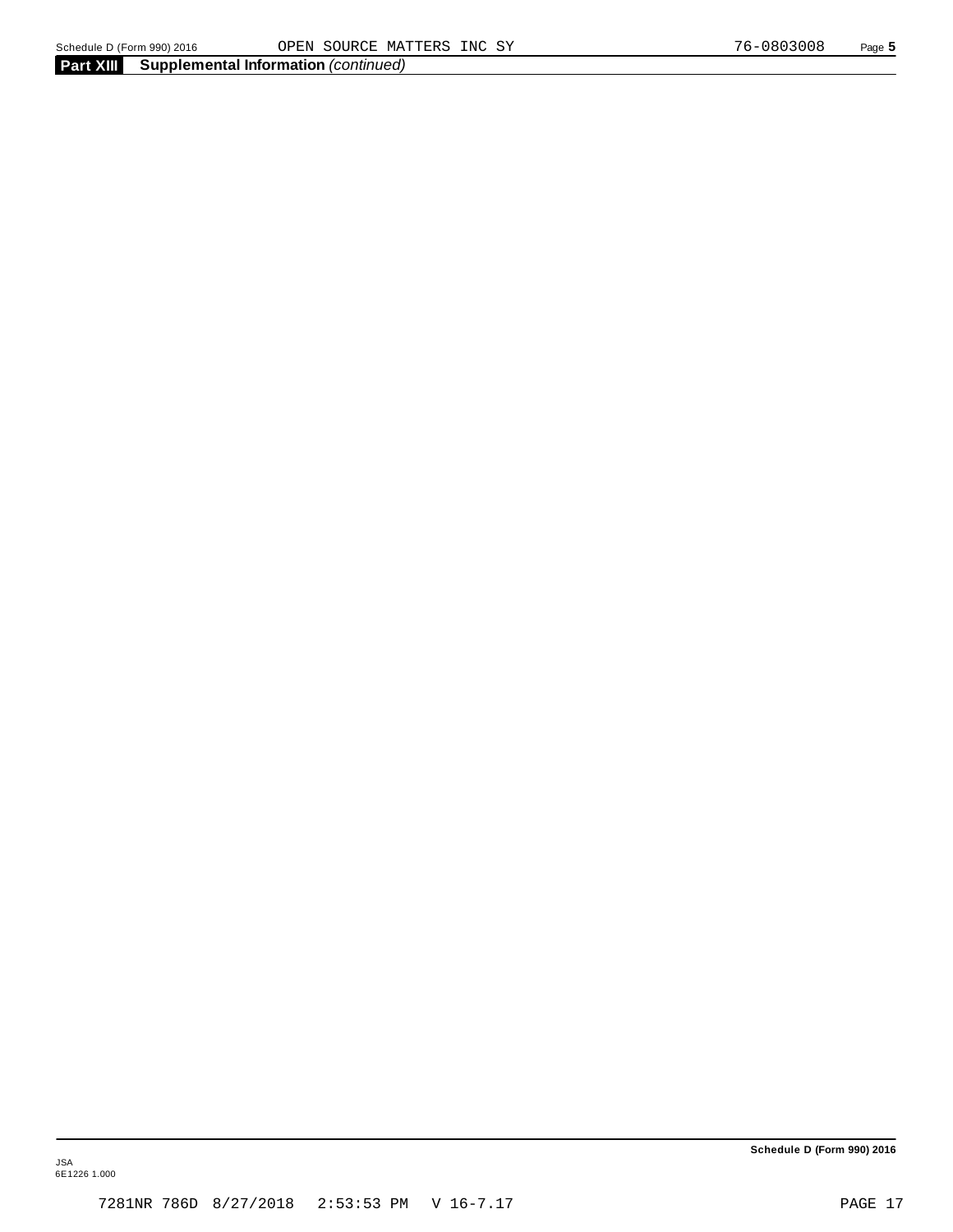**Part XIII** **Supplemental Information** *(continued)*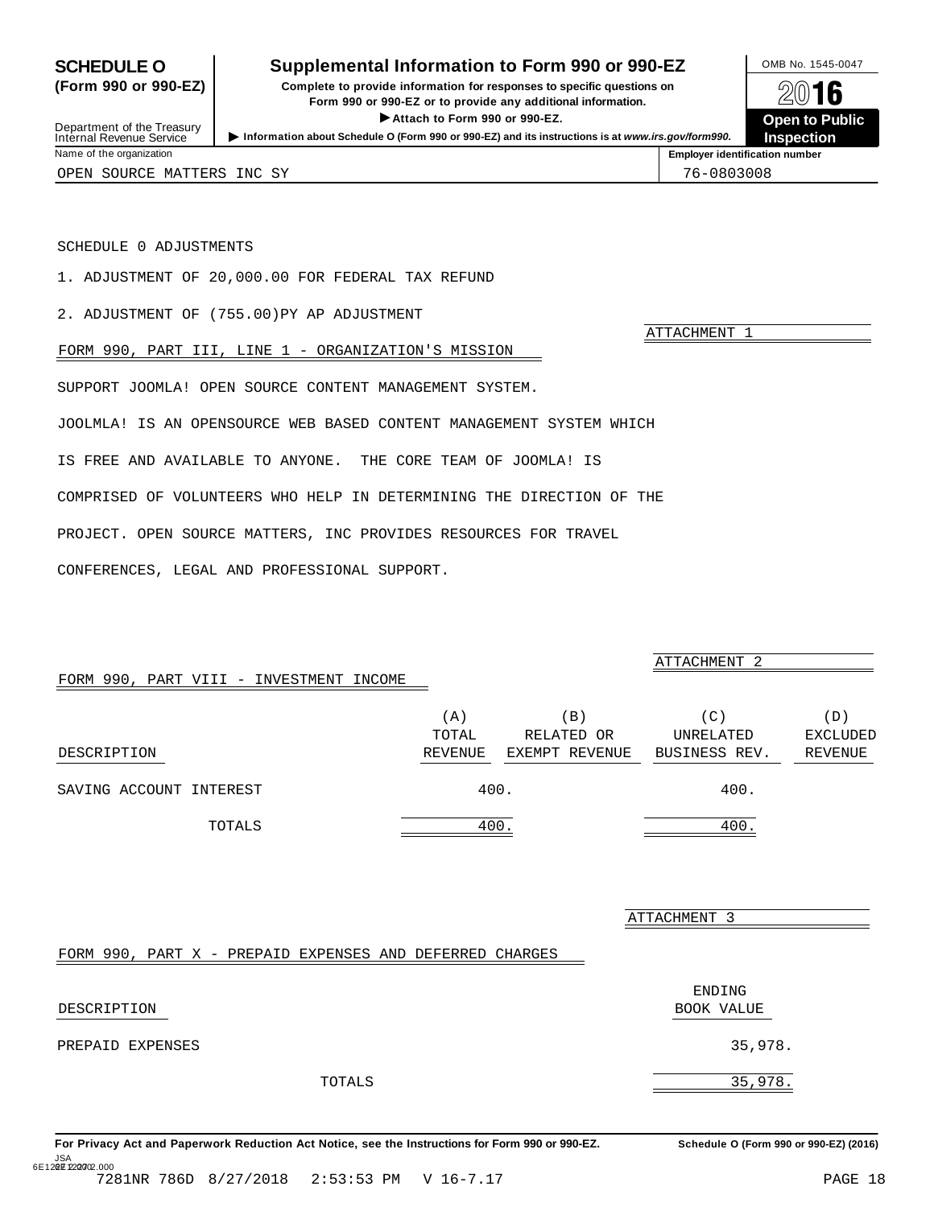# SCHEDULE O (Form 990 or 990-EZ)

## Supplemental Information to Form 990 or 990-EZ

**Complete to provide information for responses to specific questions on Form 990 or 990-EZ or to provide any additional information.**

▶ Attach to Form 990 or 990-EZ.

▶ Information about Schedule O (Form 990 or 990-EZ) and its instructions is at www.irs.gov/form990.

OMB No. 1545-0047

2016

**Open to Public Inspection**

Department of the Treasury
Internal Revenue Service

| Name of the organization | Employer identification number |
|---|---|
| OPEN SOURCE MATTERS INC SY | 76-0803008 |

SCHEDULE O ADJUSTMENTS

1. ADJUSTMENT OF 20,000.00 FOR FEDERAL TAX REFUND

2. ADJUSTMENT OF (755.00)PY AP ADJUSTMENT

ATTACHMENT 1

FORM 990, PART III, LINE 1 - ORGANIZATION'S MISSION

SUPPORT JOOMLA! OPEN SOURCE CONTENT MANAGEMENT SYSTEM.

JOOLMLA! IS AN OPENSOURCE WEB BASED CONTENT MANAGEMENT SYSTEM WHICH IS FREE AND AVAILABLE TO ANYONE. THE CORE TEAM OF JOOMLA! IS COMPRISED OF VOLUNTEERS WHO HELP IN DETERMINING THE DIRECTION OF THE PROJECT. OPEN SOURCE MATTERS, INC PROVIDES RESOURCES FOR TRAVEL CONFERENCES, LEGAL AND PROFESSIONAL SUPPORT.

ATTACHMENT 2

FORM 990, PART VIII - INVESTMENT INCOME

| DESCRIPTION | (A) TOTAL REVENUE | (B) RELATED OR EXEMPT REVENUE | (C) UNRELATED BUSINESS REV. | (D) EXCLUDED REVENUE |
|---|---|---|---|---|
| SAVING ACCOUNT INTEREST | 400. | | 400. | |
| TOTALS | 400. | | 400. | |

ATTACHMENT 3

FORM 990, PART X - PREPAID EXPENSES AND DEFERRED CHARGES

| DESCRIPTION | ENDING BOOK VALUE |
|---|---|
| PREPAID EXPENSES | 35,978. |
| TOTALS | 35,978. |

**For Privacy Act and Paperwork Reduction Act Notice, see the Instructions for Form 990 or 990-EZ.** Schedule O (Form 990 or 990-EZ) (2016)

7281NR 786D 8/27/2018 2:53:53 PM V 16-7.17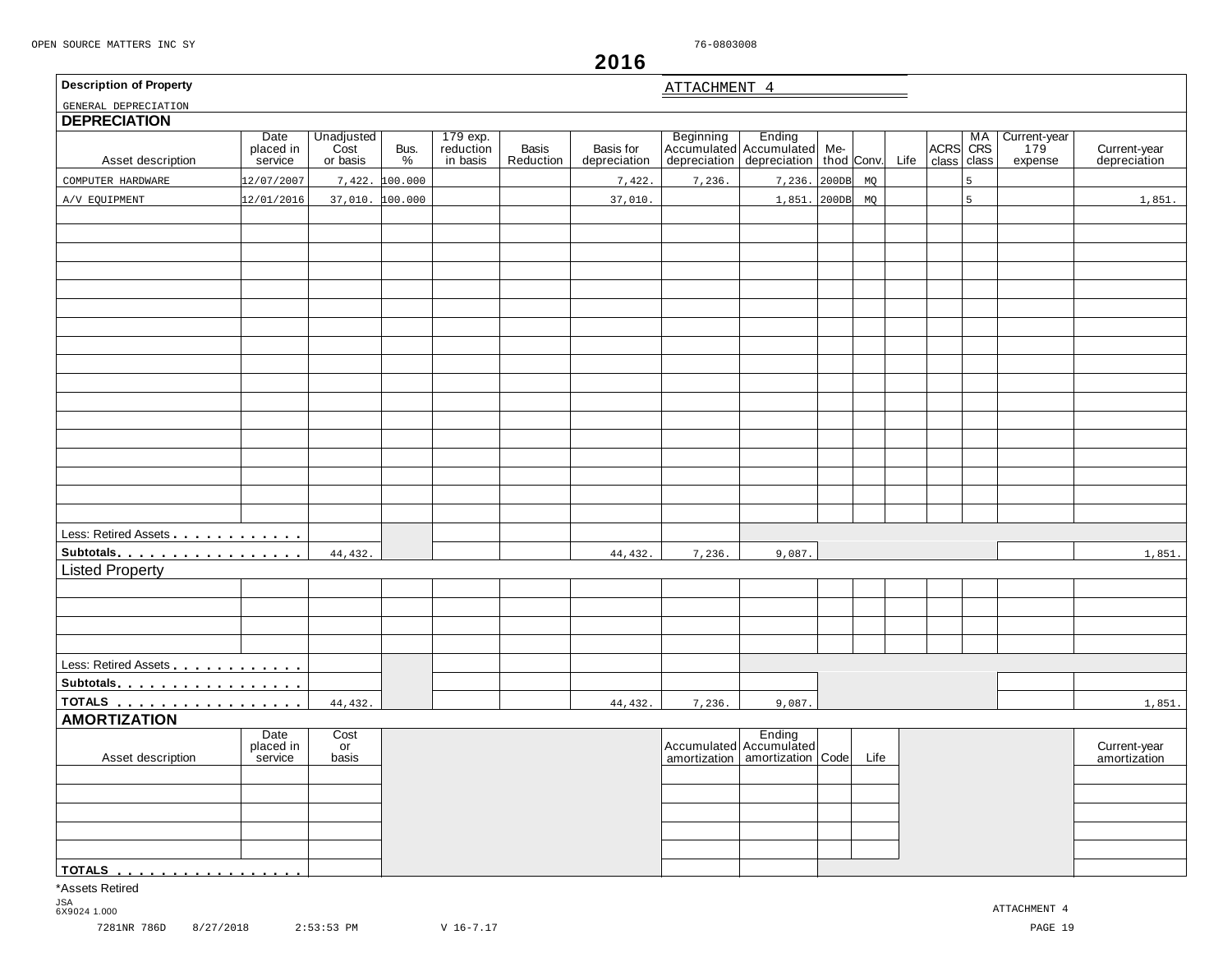OPEN SOURCE MATTERS INC SY 76-0803008

**2016**

**Description of Property** ATTACHMENT 4

GENERAL DEPRECIATION

## DEPRECIATION

| Asset description | Date placed in service | Unadjusted Cost or basis | Bus. % | 179 exp. reduction in basis | Basis Reduction | Basis for depreciation | Beginning Accumulated depreciation | Ending Accumulated depreciation | Method | Conv. | Life | ACRS class | MA CRS class | Current-year 179 expense | Current-year depreciation |
|---|---|---|---|---|---|---|---|---|---|---|---|---|---|---|---|
| COMPUTER HARDWARE | 12/07/2007 | 7,422. | 100.000 | | | 7,422. | 7,236. | 7,236. | 200DB | MQ | | | 5 | | |
| A/V EQUIPMENT | 12/01/2016 | 37,010. | 100.000 | | | 37,010. | | 1,851. | 200DB | MQ | | | 5 | | 1,851. |
| Less: Retired Assets | | | | | | | | | | | | | | | |
| Subtotals | | 44,432. | | | | 44,432. | 7,236. | 9,087. | | | | | | | 1,851. |
| **Listed Property** | | | | | | | | | | | | | | | |
| Less: Retired Assets | | | | | | | | | | | | | | | |
| Subtotals | | | | | | | | | | | | | | | |
| **TOTALS** | | 44,432. | | | | 44,432. | 7,236. | 9,087. | | | | | | | 1,851. |

## AMORTIZATION

| Asset description | Date placed in service | Cost or basis | Accumulated amortization | Ending Accumulated amortization | Code | Life | Current-year amortization |
|---|---|---|---|---|---|---|---|
| **TOTALS** | | | | | | | |

*Assets Retired

JSA 6X9024 1.000

ATTACHMENT 4

7281NR 786D 8/27/2018 2:53:53 PM V 16-7.17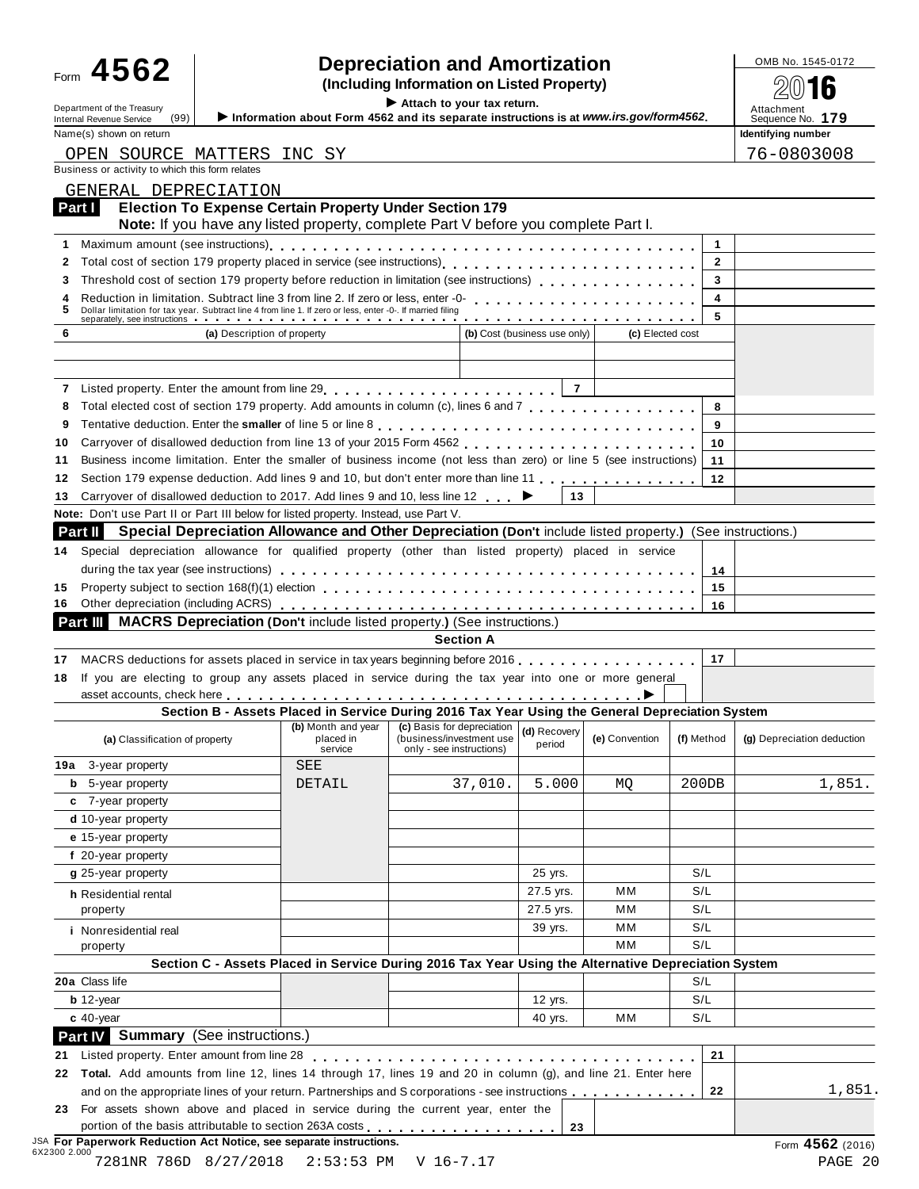Form **4562** Department of the Treasury Internal Revenue Service (99)

# Depreciation and Amortization

**(Including Information on Listed Property)**

▶ Attach to your tax return.

▶ Information about Form 4562 and its separate instructions is at *www.irs.gov/form4562*.

OMB No. 1545-0172

2016

Attachment Sequence No. **179**

Name(s) shown on return: OPEN SOURCE MATTERS INC SY

Identifying number: 76-0803008

Business or activity to which this form relates: GENERAL DEPRECIATION

## Part I Election To Expense Certain Property Under Section 179

**Note:** If you have any listed property, complete Part V before you complete Part I.

| | | | |
|---|---|---|---|
| 1 | Maximum amount (see instructions) | 1 | |
| 2 | Total cost of section 179 property placed in service (see instructions) | 2 | |
| 3 | Threshold cost of section 179 property before reduction in limitation (see instructions) | 3 | |
| 4 | Reduction in limitation. Subtract line 3 from line 2. If zero or less, enter -0- | 4 | |
| 5 | Dollar limitation for tax year. Subtract line 4 from line 1. If zero or less, enter -0-. If married filing separately, see instructions | 5 | |

| 6 (a) Description of property | (b) Cost (business use only) | (c) Elected cost |
|---|---|---|
| | | |
| | | |

| | | | |
|---|---|---|---|
| 7 | Listed property. Enter the amount from line 29 | 7 | |
| 8 | Total elected cost of section 179 property. Add amounts in column (c), lines 6 and 7 | 8 | |
| 9 | Tentative deduction. Enter the **smaller** of line 5 or line 8 | 9 | |
| 10 | Carryover of disallowed deduction from line 13 of your 2015 Form 4562 | 10 | |
| 11 | Business income limitation. Enter the smaller of business income (not less than zero) or line 5 (see instructions) | 11 | |
| 12 | Section 179 expense deduction. Add lines 9 and 10, but don't enter more than line 11 | 12 | |
| 13 | Carryover of disallowed deduction to 2017. Add lines 9 and 10, less line 12 ▶ | 13 | |

**Note:** Don't use Part II or Part III below for listed property. Instead, use Part V.

## Part II Special Depreciation Allowance and Other Depreciation (Don't include listed property.) (See instructions.)

| | | | |
|---|---|---|---|
| 14 | Special depreciation allowance for qualified property (other than listed property) placed in service during the tax year (see instructions) | 14 | |
| 15 | Property subject to section 168(f)(1) election | 15 | |
| 16 | Other depreciation (including ACRS) | 16 | |

## Part III MACRS Depreciation (Don't include listed property.) (See instructions.)

### Section A

| | | | |
|---|---|---|---|
| 17 | MACRS deductions for assets placed in service in tax years beginning before 2016 | 17 | |
| 18 | If you are electing to group any assets placed in service during the tax year into one or more general asset accounts, check here ▶ | | |

### Section B - Assets Placed in Service During 2016 Tax Year Using the General Depreciation System

| (a) Classification of property | (b) Month and year placed in service | (c) Basis for depreciation (business/investment use only - see instructions) | (d) Recovery period | (e) Convention | (f) Method | (g) Depreciation deduction |
|---|---|---|---|---|---|---|
| 19a 3-year property | SEE | | | | | |
| b 5-year property | DETAIL | 37,010. | 5.000 | MQ | 200DB | 1,851. |
| c 7-year property | | | | | | |
| d 10-year property | | | | | | |
| e 15-year property | | | | | | |
| f 20-year property | | | | | | |
| g 25-year property | | | 25 yrs. | | S/L | |
| h Residential rental property | | | 27.5 yrs. | MM | S/L | |
| | | | 27.5 yrs. | MM | S/L | |
| i Nonresidential real property | | | 39 yrs. | MM | S/L | |
| | | | | MM | S/L | |

### Section C - Assets Placed in Service During 2016 Tax Year Using the Alternative Depreciation System

| (a) Classification of property | (b) | (c) | (d) | (e) | (f) | (g) |
|---|---|---|---|---|---|---|
| 20a Class life | | | | | S/L | |
| b 12-year | | | 12 yrs. | | S/L | |
| c 40-year | | | 40 yrs. | MM | S/L | |

## Part IV Summary (See instructions.)

| | | | |
|---|---|---|---|
| 21 | Listed property. Enter amount from line 28 | 21 | |
| 22 | **Total.** Add amounts from line 12, lines 14 through 17, lines 19 and 20 in column (g), and line 21. Enter here and on the appropriate lines of your return. Partnerships and S corporations - see instructions | 22 | 1,851. |
| 23 | For assets shown above and placed in service during the current year, enter the portion of the basis attributable to section 263A costs | 23 | |

JSA **For Paperwork Reduction Act Notice, see separate instructions.** 6X2300 2.000

Form **4562** (2016)

7281NR 786D 8/27/2018 2:53:53 PM V 16-7.17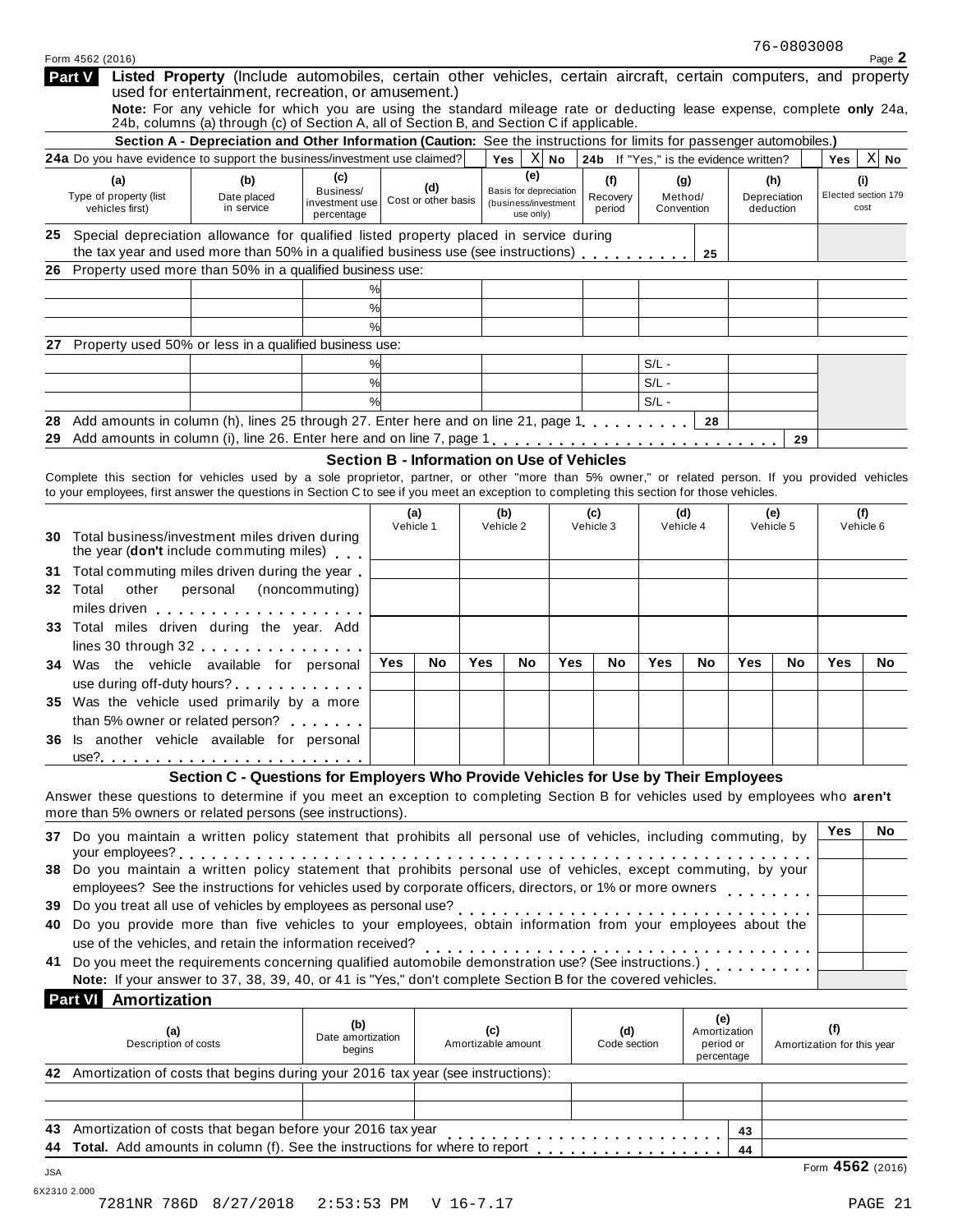76-0803008

Form 4562 (2016)

**Part V** **Listed Property** (Include automobiles, certain other vehicles, certain aircraft, certain computers, and property used for entertainment, recreation, or amusement.)

**Note:** For any vehicle for which you are using the standard mileage rate or deducting lease expense, complete **only** 24a, 24b, columns (a) through (c) of Section A, all of Section B, and Section C if applicable.

### Section A - Depreciation and Other Information (Caution: See the instructions for limits for passenger automobiles.)

**24a** Do you have evidence to support the business/investment use claimed? Yes [ ] No [X] **24b** If "Yes," is the evidence written? Yes [ ] No [X]

| (a) Type of property (list vehicles first) | (b) Date placed in service | (c) Business/ investment use percentage | (d) Cost or other basis | (e) Basis for depreciation (business/investment use only) | (f) Recovery period | (g) Method/ Convention | (h) Depreciation deduction | (i) Elected section 179 cost |
|---|---|---|---|---|---|---|---|---|
| **25** Special depreciation allowance for qualified listed property placed in service during the tax year and used more than 50% in a qualified business use (see instructions) . . . . . . . . . **25** | | | | | | | | |
| **26** Property used more than 50% in a qualified business use: | | | | | | | | |
| | | % | | | | | | |
| | | % | | | | | | |
| | | % | | | | | | |
| **27** Property used 50% or less in a qualified business use: | | | | | | | | |
| | | % | | | | S/L - | | |
| | | % | | | | S/L - | | |
| | | % | | | | S/L - | | |
| **28** Add amounts in column (h), lines 25 through 27. Enter here and on line 21, page 1 . . . . . . . . . **28** | | | | | | | | |
| **29** Add amounts in column (i), line 26. Enter here and on line 7, page 1 . . . . . . . . . **29** | | | | | | | | |

### Section B - Information on Use of Vehicles

Complete this section for vehicles used by a sole proprietor, partner, or other "more than 5% owner," or related person. If you provided vehicles to your employees, first answer the questions in Section C to see if you meet an exception to completing this section for those vehicles.

| | (a) Vehicle 1 | | (b) Vehicle 2 | | (c) Vehicle 3 | | (d) Vehicle 4 | | (e) Vehicle 5 | | (f) Vehicle 6 | |
|---|---|---|---|---|---|---|---|---|---|---|---|---|
| **30** Total business/investment miles driven during the year (**don't** include commuting miles) | | | | | | | | | | | | |
| **31** Total commuting miles driven during the year | | | | | | | | | | | | |
| **32** Total other personal (noncommuting) miles driven | | | | | | | | | | | | |
| **33** Total miles driven during the year. Add lines 30 through 32 | | | | | | | | | | | | |
| | Yes | No | Yes | No | Yes | No | Yes | No | Yes | No | Yes | No |
| **34** Was the vehicle available for personal use during off-duty hours? | | | | | | | | | | | | |
| **35** Was the vehicle used primarily by a more than 5% owner or related person? | | | | | | | | | | | | |
| **36** Is another vehicle available for personal use? | | | | | | | | | | | | |

### Section C - Questions for Employers Who Provide Vehicles for Use by Their Employees

Answer these questions to determine if you meet an exception to completing Section B for vehicles used by employees who **aren't** more than 5% owners or related persons (see instructions).

| | Yes | No |
|---|---|---|
| **37** Do you maintain a written policy statement that prohibits all personal use of vehicles, including commuting, by your employees? | | |
| **38** Do you maintain a written policy statement that prohibits personal use of vehicles, except commuting, by your employees? See the instructions for vehicles used by corporate officers, directors, or 1% or more owners | | |
| **39** Do you treat all use of vehicles by employees as personal use? | | |
| **40** Do you provide more than five vehicles to your employees, obtain information from your employees about the use of the vehicles, and retain the information received? | | |
| **41** Do you meet the requirements concerning qualified automobile demonstration use? (See instructions.) | | |

**Note:** If your answer to 37, 38, 39, 40, or 41 is "Yes," don't complete Section B for the covered vehicles.

**Part VI** **Amortization**

| (a) Description of costs | (b) Date amortization begins | (c) Amortizable amount | (d) Code section | (e) Amortization period or percentage | (f) Amortization for this year |
|---|---|---|---|---|---|
| **42** Amortization of costs that begins during your 2016 tax year (see instructions): | | | | | |
| | | | | | |
| | | | | | |
| **43** Amortization of costs that began before your 2016 tax year . . . . . . . . . **43** | | | | | |
| **44** **Total.** Add amounts in column (f). See the instructions for where to report . . . . . . . . . **44** | | | | | |

JSA
6X2310 2.000

Form **4562** (2016)

7281NR 786D 8/27/2018 2:53:53 PM V 16-7.17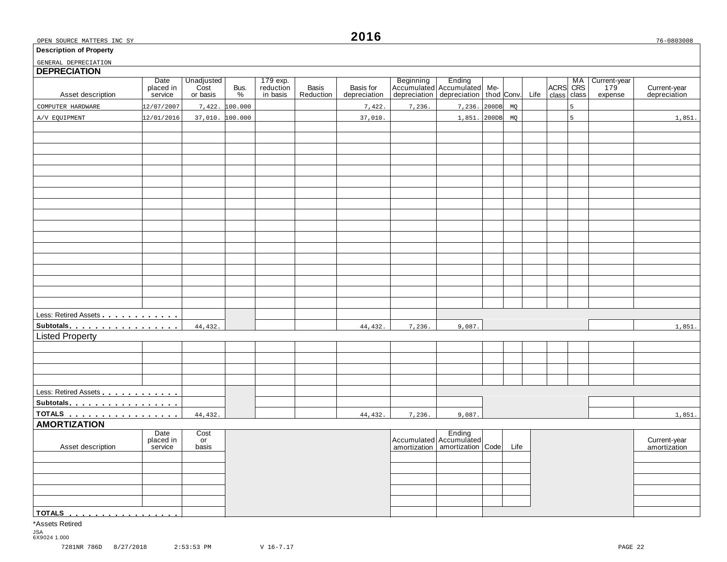OPEN SOURCE MATTERS INC SY **2016** 76-0803008

**Description of Property**

GENERAL DEPRECIATION

## DEPRECIATION

| Asset description | Date placed in service | Unadjusted Cost or basis | Bus. % | 179 exp. reduction in basis | Basis Reduction | Basis for depreciation | Beginning Accumulated depreciation | Ending Accumulated depreciation | Me-thod | Conv. | Life | ACRS class | MA CRS class | Current-year 179 expense | Current-year depreciation |
|---|---|---|---|---|---|---|---|---|---|---|---|---|---|---|---|
| COMPUTER HARDWARE | 12/07/2007 | 7,422. | 100.000 | | | 7,422. | 7,236. | 7,236. | 200DB | MQ | | | 5 | | |
| A/V EQUIPMENT | 12/01/2016 | 37,010. | 100.000 | | | 37,010. | | 1,851. | 200DB | MQ | | | 5 | | 1,851. |
| Less: Retired Assets | | | | | | | | | | | | | | | |
| Subtotals | | 44,432. | | | | 44,432. | 7,236. | 9,087. | | | | | | | 1,851. |

### Listed Property

| Asset description | Date placed in service | Unadjusted Cost or basis | Bus. % | 179 exp. reduction in basis | Basis Reduction | Basis for depreciation | Beginning Accumulated depreciation | Ending Accumulated depreciation | Me-thod | Conv. | Life | ACRS class | MA CRS class | Current-year 179 expense | Current-year depreciation |
|---|---|---|---|---|---|---|---|---|---|---|---|---|---|---|---|
| Less: Retired Assets | | | | | | | | | | | | | | | |
| Subtotals | | | | | | | | | | | | | | | |
| TOTALS | | 44,432. | | | | 44,432. | 7,236. | 9,087. | | | | | | | 1,851. |

## AMORTIZATION

| Asset description | Date placed in service | Cost or basis | Accumulated amortization | Ending Accumulated amortization | Code | Life | Current-year amortization |
|---|---|---|---|---|---|---|---|
| TOTALS | | | | | | | |

*Assets Retired

JSA
6X9024 1.000

7281NR 786D 8/27/2018 2:53:53 PM V 16-7.17